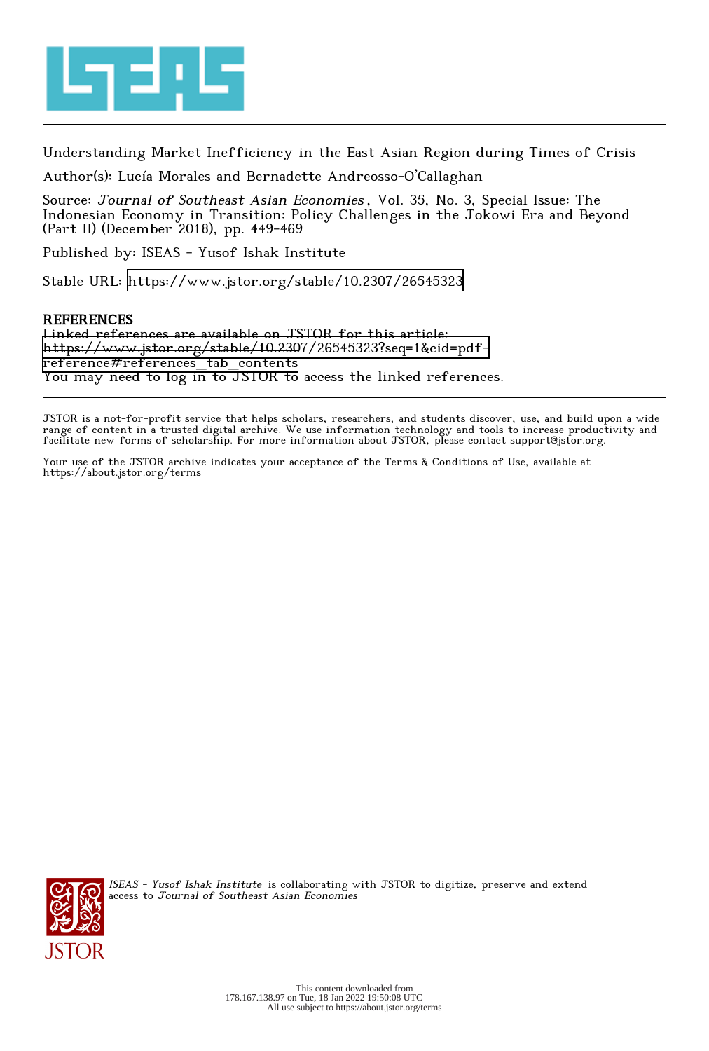Understanding Market Inefficiency in the East Asian Region during Times of Crisis

Author(s): Lucía Morales and Bernadette Andreosso-O'Callaghan

Source: *Journal of Southeast Asian Economies*, Vol. 35, No. 3, Special Issue: The Indonesian Economy in Transition: Policy Challenges in the Jokowi Era and Beyond (Part II) (December 2018), pp. 449-469

Published by: ISEAS - Yusof Ishak Institute

Stable URL: https://www.jstor.org/stable/10.2307/26545323

## REFERENCES

Linked references are available on JSTOR for this article:
https://www.jstor.org/stable/10.2307/26545323?seq=1&cid=pdf-reference#references_tab_contents
You may need to log in to JSTOR to access the linked references.

---

JSTOR is a not-for-profit service that helps scholars, researchers, and students discover, use, and build upon a wide range of content in a trusted digital archive. We use information technology and tools to increase productivity and facilitate new forms of scholarship. For more information about JSTOR, please contact support@jstor.org.

Your use of the JSTOR archive indicates your acceptance of the Terms & Conditions of Use, available at https://about.jstor.org/terms

*ISEAS - Yusof Ishak Institute* is collaborating with JSTOR to digitize, preserve and extend access to *Journal of Southeast Asian Economies*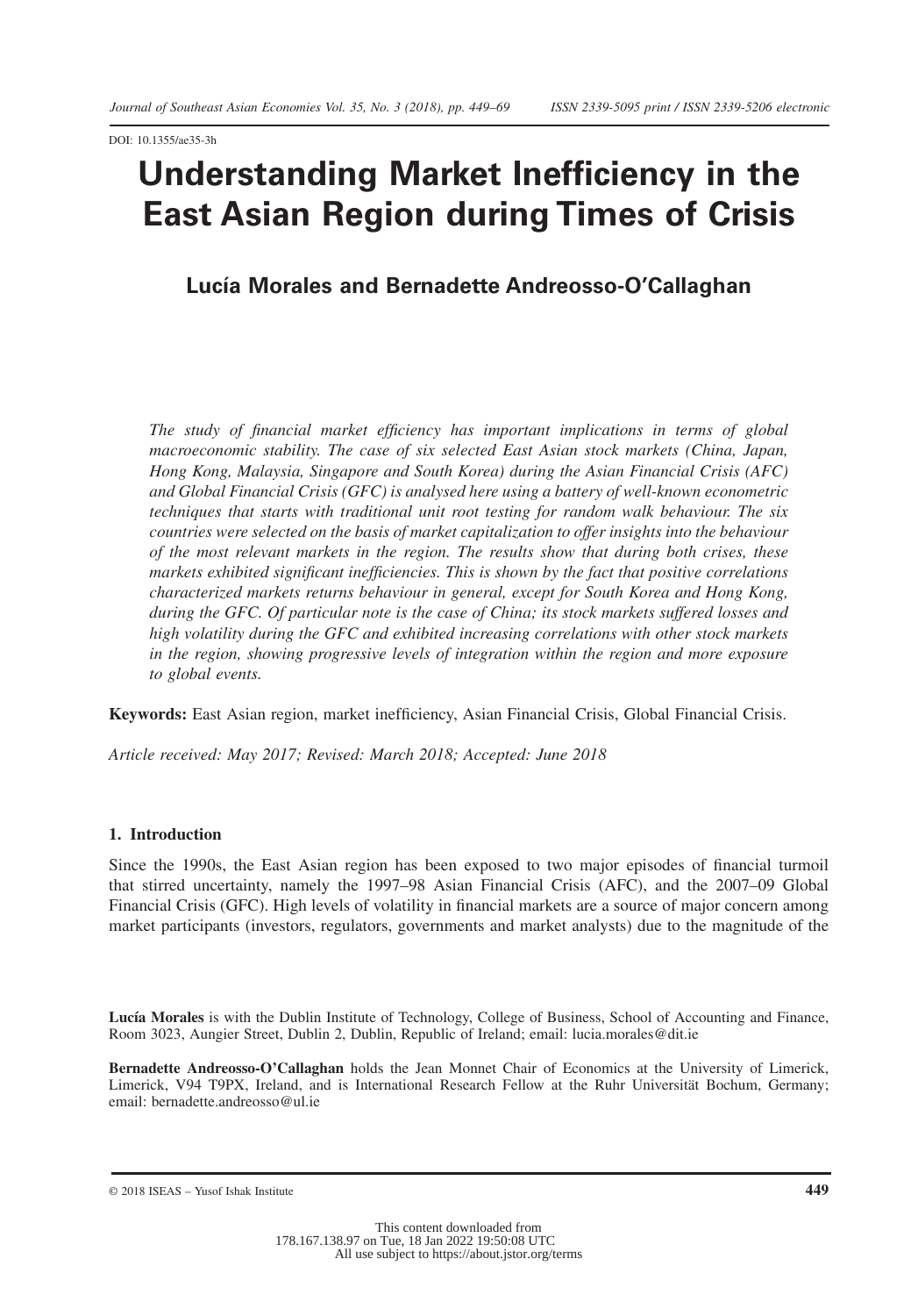DOI: 10.1355/ae35-3h

# Understanding Market Inefficiency in the East Asian Region during Times of Crisis

## Lucía Morales and Bernadette Andreosso-O'Callaghan

*The study of financial market efficiency has important implications in terms of global macroeconomic stability. The case of six selected East Asian stock markets (China, Japan, Hong Kong, Malaysia, Singapore and South Korea) during the Asian Financial Crisis (AFC) and Global Financial Crisis (GFC) is analysed here using a battery of well-known econometric techniques that starts with traditional unit root testing for random walk behaviour. The six countries were selected on the basis of market capitalization to offer insights into the behaviour of the most relevant markets in the region. The results show that during both crises, these markets exhibited significant inefficiencies. This is shown by the fact that positive correlations characterized markets returns behaviour in general, except for South Korea and Hong Kong, during the GFC. Of particular note is the case of China; its stock markets suffered losses and high volatility during the GFC and exhibited increasing correlations with other stock markets in the region, showing progressive levels of integration within the region and more exposure to global events.*

**Keywords:** East Asian region, market inefficiency, Asian Financial Crisis, Global Financial Crisis.

*Article received: May 2017; Revised: March 2018; Accepted: June 2018*

### 1. Introduction

Since the 1990s, the East Asian region has been exposed to two major episodes of financial turmoil that stirred uncertainty, namely the 1997–98 Asian Financial Crisis (AFC), and the 2007–09 Global Financial Crisis (GFC). High levels of volatility in financial markets are a source of major concern among market participants (investors, regulators, governments and market analysts) due to the magnitude of the

**Lucía Morales** is with the Dublin Institute of Technology, College of Business, School of Accounting and Finance, Room 3023, Aungier Street, Dublin 2, Dublin, Republic of Ireland; email: lucia.morales@dit.ie

**Bernadette Andreosso-O'Callaghan** holds the Jean Monnet Chair of Economics at the University of Limerick, Limerick, V94 T9PX, Ireland, and is International Research Fellow at the Ruhr Universität Bochum, Germany; email: bernadette.andreosso@ul.ie

© 2018 ISEAS – Yusof Ishak Institute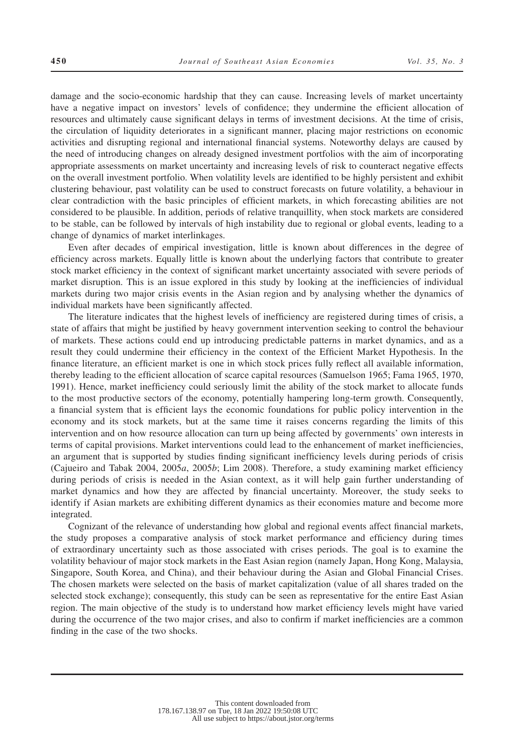damage and the socio-economic hardship that they can cause. Increasing levels of market uncertainty have a negative impact on investors' levels of confidence; they undermine the efficient allocation of resources and ultimately cause significant delays in terms of investment decisions. At the time of crisis, the circulation of liquidity deteriorates in a significant manner, placing major restrictions on economic activities and disrupting regional and international financial systems. Noteworthy delays are caused by the need of introducing changes on already designed investment portfolios with the aim of incorporating appropriate assessments on market uncertainty and increasing levels of risk to counteract negative effects on the overall investment portfolio. When volatility levels are identified to be highly persistent and exhibit clustering behaviour, past volatility can be used to construct forecasts on future volatility, a behaviour in clear contradiction with the basic principles of efficient markets, in which forecasting abilities are not considered to be plausible. In addition, periods of relative tranquillity, when stock markets are considered to be stable, can be followed by intervals of high instability due to regional or global events, leading to a change of dynamics of market interlinkages.

Even after decades of empirical investigation, little is known about differences in the degree of efficiency across markets. Equally little is known about the underlying factors that contribute to greater stock market efficiency in the context of significant market uncertainty associated with severe periods of market disruption. This is an issue explored in this study by looking at the inefficiencies of individual markets during two major crisis events in the Asian region and by analysing whether the dynamics of individual markets have been significantly affected.

The literature indicates that the highest levels of inefficiency are registered during times of crisis, a state of affairs that might be justified by heavy government intervention seeking to control the behaviour of markets. These actions could end up introducing predictable patterns in market dynamics, and as a result they could undermine their efficiency in the context of the Efficient Market Hypothesis. In the finance literature, an efficient market is one in which stock prices fully reflect all available information, thereby leading to the efficient allocation of scarce capital resources (Samuelson 1965; Fama 1965, 1970, 1991). Hence, market inefficiency could seriously limit the ability of the stock market to allocate funds to the most productive sectors of the economy, potentially hampering long-term growth. Consequently, a financial system that is efficient lays the economic foundations for public policy intervention in the economy and its stock markets, but at the same time it raises concerns regarding the limits of this intervention and on how resource allocation can turn up being affected by governments' own interests in terms of capital provisions. Market interventions could lead to the enhancement of market inefficiencies, an argument that is supported by studies finding significant inefficiency levels during periods of crisis (Cajueiro and Tabak 2004, 2005*a*, 2005*b*; Lim 2008). Therefore, a study examining market efficiency during periods of crisis is needed in the Asian context, as it will help gain further understanding of market dynamics and how they are affected by financial uncertainty. Moreover, the study seeks to identify if Asian markets are exhibiting different dynamics as their economies mature and become more integrated.

Cognizant of the relevance of understanding how global and regional events affect financial markets, the study proposes a comparative analysis of stock market performance and efficiency during times of extraordinary uncertainty such as those associated with crises periods. The goal is to examine the volatility behaviour of major stock markets in the East Asian region (namely Japan, Hong Kong, Malaysia, Singapore, South Korea, and China), and their behaviour during the Asian and Global Financial Crises. The chosen markets were selected on the basis of market capitalization (value of all shares traded on the selected stock exchange); consequently, this study can be seen as representative for the entire East Asian region. The main objective of the study is to understand how market efficiency levels might have varied during the occurrence of the two major crises, and also to confirm if market inefficiencies are a common finding in the case of the two shocks.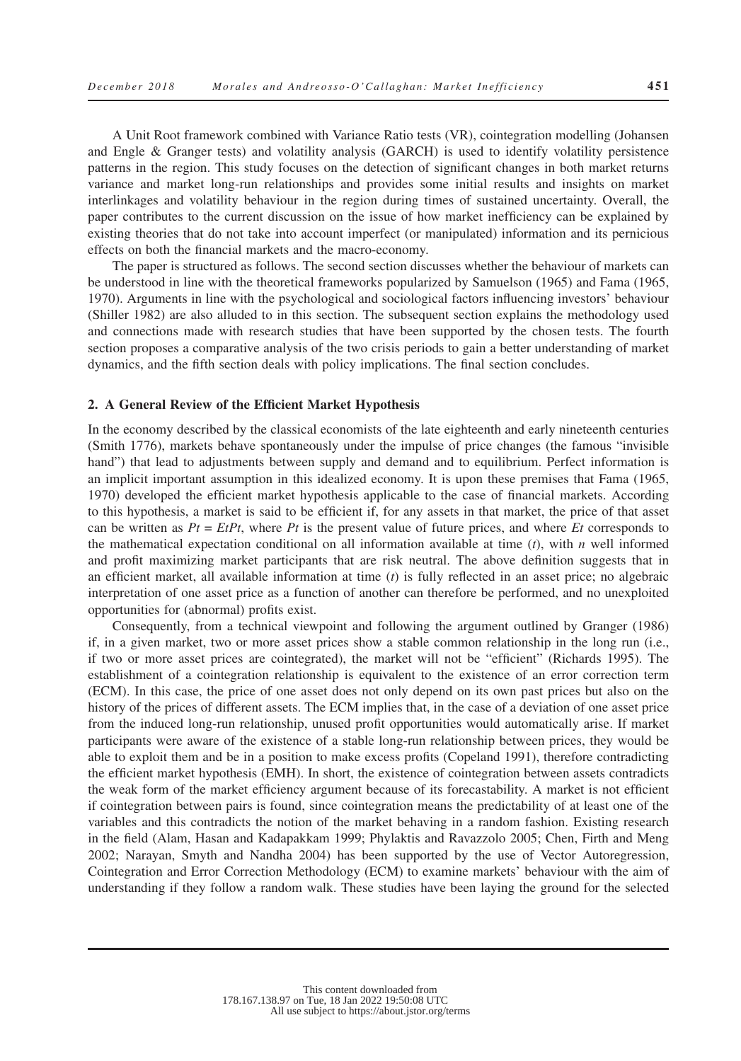A Unit Root framework combined with Variance Ratio tests (VR), cointegration modelling (Johansen and Engle & Granger tests) and volatility analysis (GARCH) is used to identify volatility persistence patterns in the region. This study focuses on the detection of significant changes in both market returns variance and market long-run relationships and provides some initial results and insights on market interlinkages and volatility behaviour in the region during times of sustained uncertainty. Overall, the paper contributes to the current discussion on the issue of how market inefficiency can be explained by existing theories that do not take into account imperfect (or manipulated) information and its pernicious effects on both the financial markets and the macro-economy.

The paper is structured as follows. The second section discusses whether the behaviour of markets can be understood in line with the theoretical frameworks popularized by Samuelson (1965) and Fama (1965, 1970). Arguments in line with the psychological and sociological factors influencing investors' behaviour (Shiller 1982) are also alluded to in this section. The subsequent section explains the methodology used and connections made with research studies that have been supported by the chosen tests. The fourth section proposes a comparative analysis of the two crisis periods to gain a better understanding of market dynamics, and the fifth section deals with policy implications. The final section concludes.

## 2. A General Review of the Efficient Market Hypothesis

In the economy described by the classical economists of the late eighteenth and early nineteenth centuries (Smith 1776), markets behave spontaneously under the impulse of price changes (the famous "invisible hand") that lead to adjustments between supply and demand and to equilibrium. Perfect information is an implicit important assumption in this idealized economy. It is upon these premises that Fama (1965, 1970) developed the efficient market hypothesis applicable to the case of financial markets. According to this hypothesis, a market is said to be efficient if, for any assets in that market, the price of that asset can be written as $Pt = EtPt$, where $Pt$ is the present value of future prices, and where $Et$ corresponds to the mathematical expectation conditional on all information available at time ($t$), with $n$ well informed and profit maximizing market participants that are risk neutral. The above definition suggests that in an efficient market, all available information at time ($t$) is fully reflected in an asset price; no algebraic interpretation of one asset price as a function of another can therefore be performed, and no unexploited opportunities for (abnormal) profits exist.

Consequently, from a technical viewpoint and following the argument outlined by Granger (1986) if, in a given market, two or more asset prices show a stable common relationship in the long run (i.e., if two or more asset prices are cointegrated), the market will not be "efficient" (Richards 1995). The establishment of a cointegration relationship is equivalent to the existence of an error correction term (ECM). In this case, the price of one asset does not only depend on its own past prices but also on the history of the prices of different assets. The ECM implies that, in the case of a deviation of one asset price from the induced long-run relationship, unused profit opportunities would automatically arise. If market participants were aware of the existence of a stable long-run relationship between prices, they would be able to exploit them and be in a position to make excess profits (Copeland 1991), therefore contradicting the efficient market hypothesis (EMH). In short, the existence of cointegration between assets contradicts the weak form of the market efficiency argument because of its forecastability. A market is not efficient if cointegration between pairs is found, since cointegration means the predictability of at least one of the variables and this contradicts the notion of the market behaving in a random fashion. Existing research in the field (Alam, Hasan and Kadapakkam 1999; Phylaktis and Ravazzolo 2005; Chen, Firth and Meng 2002; Narayan, Smyth and Nandha 2004) has been supported by the use of Vector Autoregression, Cointegration and Error Correction Methodology (ECM) to examine markets' behaviour with the aim of understanding if they follow a random walk. These studies have been laying the ground for the selected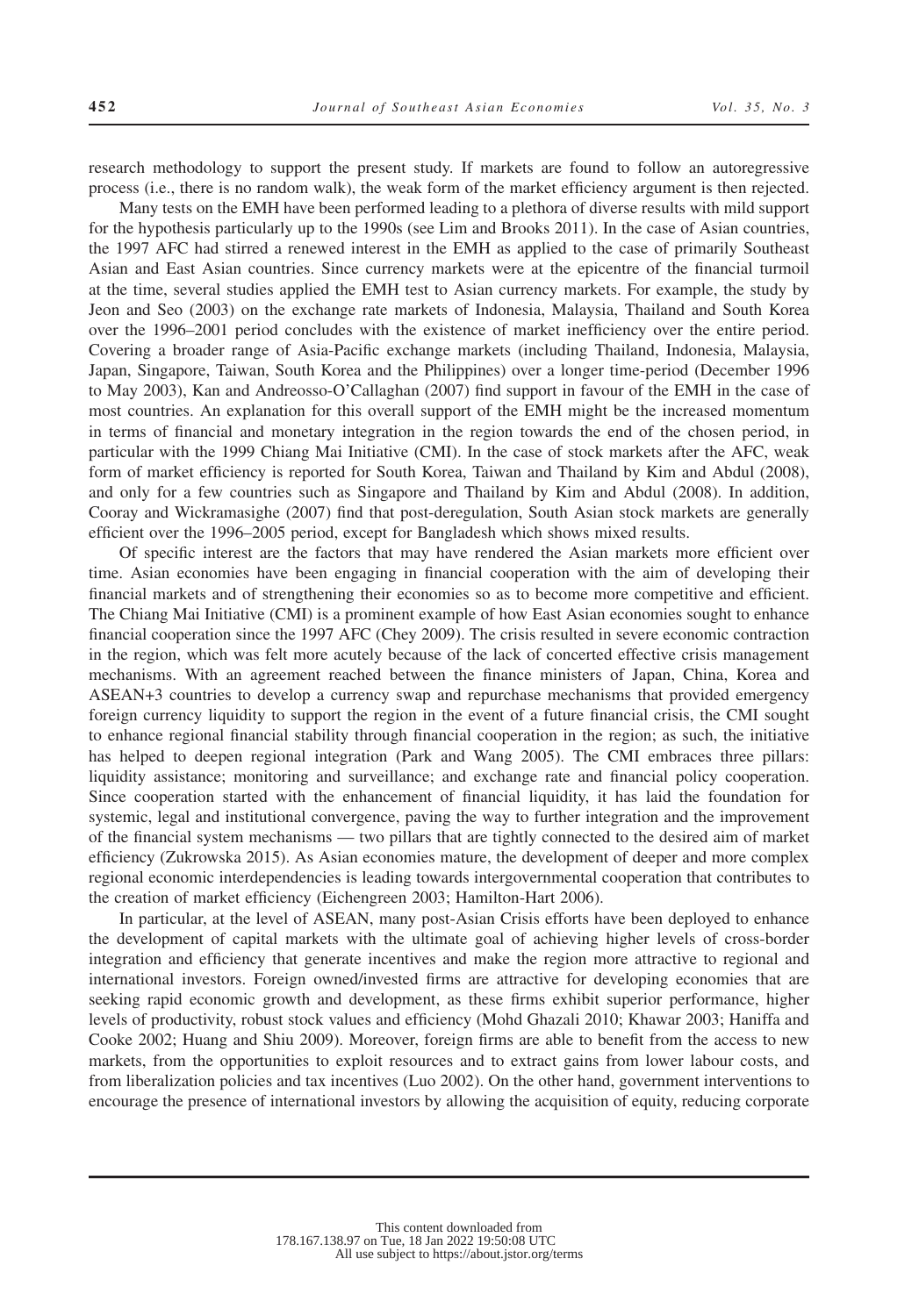research methodology to support the present study. If markets are found to follow an autoregressive process (i.e., there is no random walk), the weak form of the market efficiency argument is then rejected.

Many tests on the EMH have been performed leading to a plethora of diverse results with mild support for the hypothesis particularly up to the 1990s (see Lim and Brooks 2011). In the case of Asian countries, the 1997 AFC had stirred a renewed interest in the EMH as applied to the case of primarily Southeast Asian and East Asian countries. Since currency markets were at the epicentre of the financial turmoil at the time, several studies applied the EMH test to Asian currency markets. For example, the study by Jeon and Seo (2003) on the exchange rate markets of Indonesia, Malaysia, Thailand and South Korea over the 1996–2001 period concludes with the existence of market inefficiency over the entire period. Covering a broader range of Asia-Pacific exchange markets (including Thailand, Indonesia, Malaysia, Japan, Singapore, Taiwan, South Korea and the Philippines) over a longer time-period (December 1996 to May 2003), Kan and Andreosso-O'Callaghan (2007) find support in favour of the EMH in the case of most countries. An explanation for this overall support of the EMH might be the increased momentum in terms of financial and monetary integration in the region towards the end of the chosen period, in particular with the 1999 Chiang Mai Initiative (CMI). In the case of stock markets after the AFC, weak form of market efficiency is reported for South Korea, Taiwan and Thailand by Kim and Abdul (2008), and only for a few countries such as Singapore and Thailand by Kim and Abdul (2008). In addition, Cooray and Wickramasighe (2007) find that post-deregulation, South Asian stock markets are generally efficient over the 1996–2005 period, except for Bangladesh which shows mixed results.

Of specific interest are the factors that may have rendered the Asian markets more efficient over time. Asian economies have been engaging in financial cooperation with the aim of developing their financial markets and of strengthening their economies so as to become more competitive and efficient. The Chiang Mai Initiative (CMI) is a prominent example of how East Asian economies sought to enhance financial cooperation since the 1997 AFC (Chey 2009). The crisis resulted in severe economic contraction in the region, which was felt more acutely because of the lack of concerted effective crisis management mechanisms. With an agreement reached between the finance ministers of Japan, China, Korea and ASEAN+3 countries to develop a currency swap and repurchase mechanisms that provided emergency foreign currency liquidity to support the region in the event of a future financial crisis, the CMI sought to enhance regional financial stability through financial cooperation in the region; as such, the initiative has helped to deepen regional integration (Park and Wang 2005). The CMI embraces three pillars: liquidity assistance; monitoring and surveillance; and exchange rate and financial policy cooperation. Since cooperation started with the enhancement of financial liquidity, it has laid the foundation for systemic, legal and institutional convergence, paving the way to further integration and the improvement of the financial system mechanisms — two pillars that are tightly connected to the desired aim of market efficiency (Zukrowska 2015). As Asian economies mature, the development of deeper and more complex regional economic interdependencies is leading towards intergovernmental cooperation that contributes to the creation of market efficiency (Eichengreen 2003; Hamilton-Hart 2006).

In particular, at the level of ASEAN, many post-Asian Crisis efforts have been deployed to enhance the development of capital markets with the ultimate goal of achieving higher levels of cross-border integration and efficiency that generate incentives and make the region more attractive to regional and international investors. Foreign owned/invested firms are attractive for developing economies that are seeking rapid economic growth and development, as these firms exhibit superior performance, higher levels of productivity, robust stock values and efficiency (Mohd Ghazali 2010; Khawar 2003; Haniffa and Cooke 2002; Huang and Shiu 2009). Moreover, foreign firms are able to benefit from the access to new markets, from the opportunities to exploit resources and to extract gains from lower labour costs, and from liberalization policies and tax incentives (Luo 2002). On the other hand, government interventions to encourage the presence of international investors by allowing the acquisition of equity, reducing corporate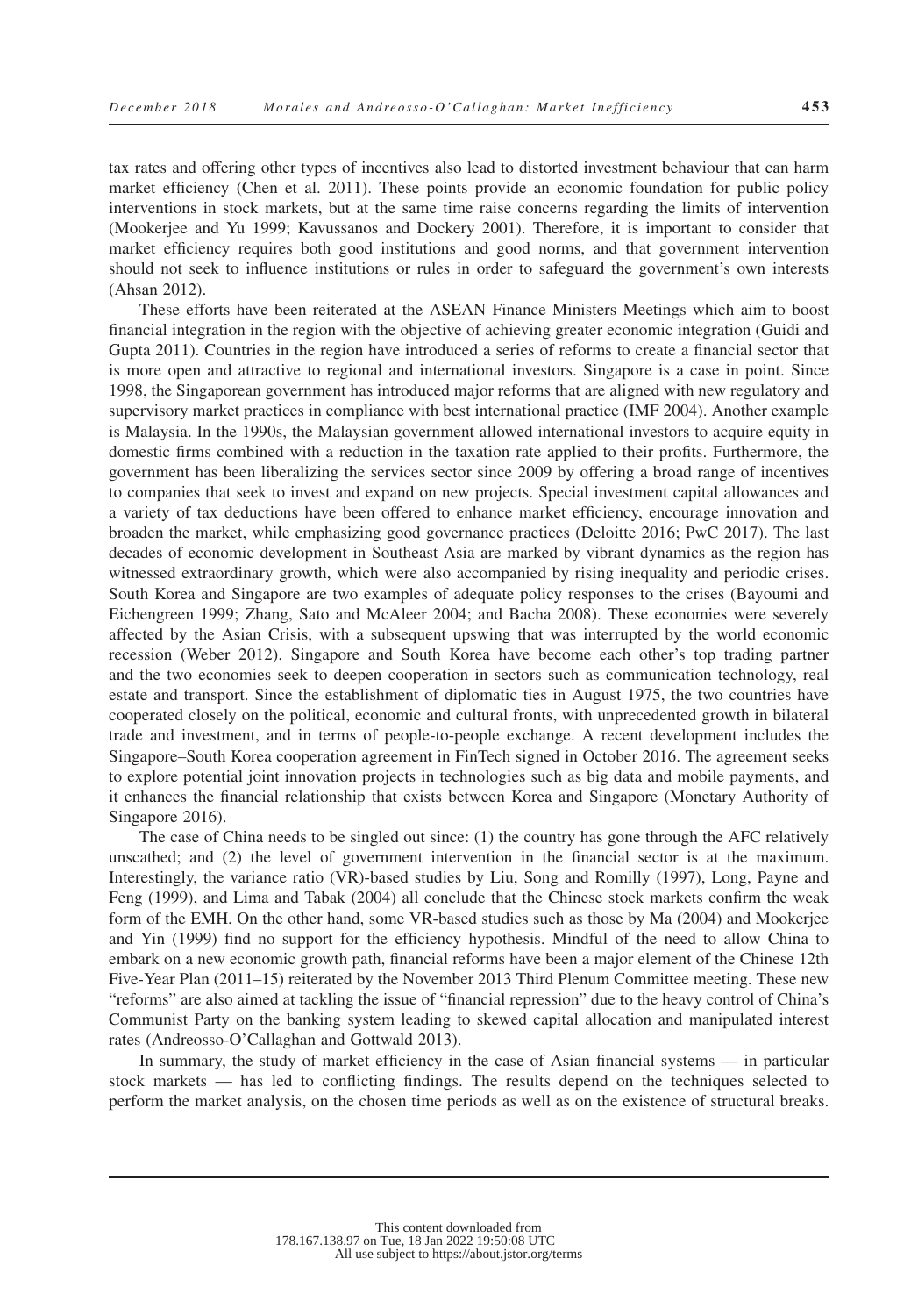tax rates and offering other types of incentives also lead to distorted investment behaviour that can harm market efficiency (Chen et al. 2011). These points provide an economic foundation for public policy interventions in stock markets, but at the same time raise concerns regarding the limits of intervention (Mookerjee and Yu 1999; Kavussanos and Dockery 2001). Therefore, it is important to consider that market efficiency requires both good institutions and good norms, and that government intervention should not seek to influence institutions or rules in order to safeguard the government's own interests (Ahsan 2012).

These efforts have been reiterated at the ASEAN Finance Ministers Meetings which aim to boost financial integration in the region with the objective of achieving greater economic integration (Guidi and Gupta 2011). Countries in the region have introduced a series of reforms to create a financial sector that is more open and attractive to regional and international investors. Singapore is a case in point. Since 1998, the Singaporean government has introduced major reforms that are aligned with new regulatory and supervisory market practices in compliance with best international practice (IMF 2004). Another example is Malaysia. In the 1990s, the Malaysian government allowed international investors to acquire equity in domestic firms combined with a reduction in the taxation rate applied to their profits. Furthermore, the government has been liberalizing the services sector since 2009 by offering a broad range of incentives to companies that seek to invest and expand on new projects. Special investment capital allowances and a variety of tax deductions have been offered to enhance market efficiency, encourage innovation and broaden the market, while emphasizing good governance practices (Deloitte 2016; PwC 2017). The last decades of economic development in Southeast Asia are marked by vibrant dynamics as the region has witnessed extraordinary growth, which were also accompanied by rising inequality and periodic crises. South Korea and Singapore are two examples of adequate policy responses to the crises (Bayoumi and Eichengreen 1999; Zhang, Sato and McAleer 2004; and Bacha 2008). These economies were severely affected by the Asian Crisis, with a subsequent upswing that was interrupted by the world economic recession (Weber 2012). Singapore and South Korea have become each other's top trading partner and the two economies seek to deepen cooperation in sectors such as communication technology, real estate and transport. Since the establishment of diplomatic ties in August 1975, the two countries have cooperated closely on the political, economic and cultural fronts, with unprecedented growth in bilateral trade and investment, and in terms of people-to-people exchange. A recent development includes the Singapore–South Korea cooperation agreement in FinTech signed in October 2016. The agreement seeks to explore potential joint innovation projects in technologies such as big data and mobile payments, and it enhances the financial relationship that exists between Korea and Singapore (Monetary Authority of Singapore 2016).

The case of China needs to be singled out since: (1) the country has gone through the AFC relatively unscathed; and (2) the level of government intervention in the financial sector is at the maximum. Interestingly, the variance ratio (VR)-based studies by Liu, Song and Romilly (1997), Long, Payne and Feng (1999), and Lima and Tabak (2004) all conclude that the Chinese stock markets confirm the weak form of the EMH. On the other hand, some VR-based studies such as those by Ma (2004) and Mookerjee and Yin (1999) find no support for the efficiency hypothesis. Mindful of the need to allow China to embark on a new economic growth path, financial reforms have been a major element of the Chinese 12th Five-Year Plan (2011–15) reiterated by the November 2013 Third Plenum Committee meeting. These new "reforms" are also aimed at tackling the issue of "financial repression" due to the heavy control of China's Communist Party on the banking system leading to skewed capital allocation and manipulated interest rates (Andreosso-O'Callaghan and Gottwald 2013).

In summary, the study of market efficiency in the case of Asian financial systems — in particular stock markets — has led to conflicting findings. The results depend on the techniques selected to perform the market analysis, on the chosen time periods as well as on the existence of structural breaks.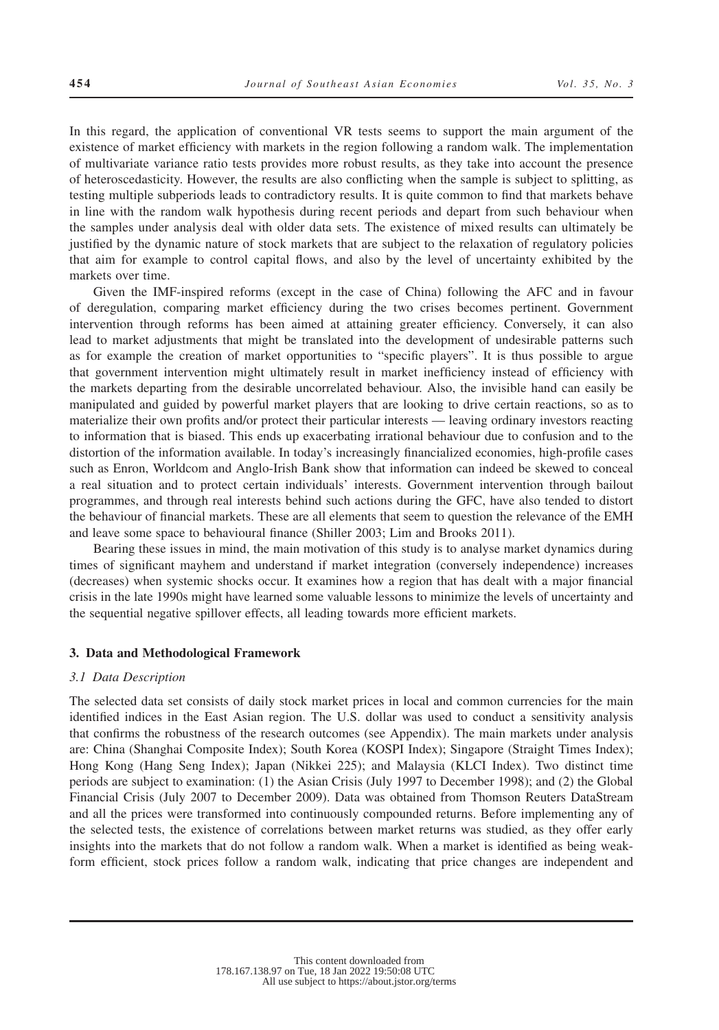In this regard, the application of conventional VR tests seems to support the main argument of the existence of market efficiency with markets in the region following a random walk. The implementation of multivariate variance ratio tests provides more robust results, as they take into account the presence of heteroscedasticity. However, the results are also conflicting when the sample is subject to splitting, as testing multiple subperiods leads to contradictory results. It is quite common to find that markets behave in line with the random walk hypothesis during recent periods and depart from such behaviour when the samples under analysis deal with older data sets. The existence of mixed results can ultimately be justified by the dynamic nature of stock markets that are subject to the relaxation of regulatory policies that aim for example to control capital flows, and also by the level of uncertainty exhibited by the markets over time.

Given the IMF-inspired reforms (except in the case of China) following the AFC and in favour of deregulation, comparing market efficiency during the two crises becomes pertinent. Government intervention through reforms has been aimed at attaining greater efficiency. Conversely, it can also lead to market adjustments that might be translated into the development of undesirable patterns such as for example the creation of market opportunities to "specific players". It is thus possible to argue that government intervention might ultimately result in market inefficiency instead of efficiency with the markets departing from the desirable uncorrelated behaviour. Also, the invisible hand can easily be manipulated and guided by powerful market players that are looking to drive certain reactions, so as to materialize their own profits and/or protect their particular interests — leaving ordinary investors reacting to information that is biased. This ends up exacerbating irrational behaviour due to confusion and to the distortion of the information available. In today's increasingly financialized economies, high-profile cases such as Enron, Worldcom and Anglo-Irish Bank show that information can indeed be skewed to conceal a real situation and to protect certain individuals' interests. Government intervention through bailout programmes, and through real interests behind such actions during the GFC, have also tended to distort the behaviour of financial markets. These are all elements that seem to question the relevance of the EMH and leave some space to behavioural finance (Shiller 2003; Lim and Brooks 2011).

Bearing these issues in mind, the main motivation of this study is to analyse market dynamics during times of significant mayhem and understand if market integration (conversely independence) increases (decreases) when systemic shocks occur. It examines how a region that has dealt with a major financial crisis in the late 1990s might have learned some valuable lessons to minimize the levels of uncertainty and the sequential negative spillover effects, all leading towards more efficient markets.

## 3. Data and Methodological Framework

### *3.1 Data Description*

The selected data set consists of daily stock market prices in local and common currencies for the main identified indices in the East Asian region. The U.S. dollar was used to conduct a sensitivity analysis that confirms the robustness of the research outcomes (see Appendix). The main markets under analysis are: China (Shanghai Composite Index); South Korea (KOSPI Index); Singapore (Straight Times Index); Hong Kong (Hang Seng Index); Japan (Nikkei 225); and Malaysia (KLCI Index). Two distinct time periods are subject to examination: (1) the Asian Crisis (July 1997 to December 1998); and (2) the Global Financial Crisis (July 2007 to December 2009). Data was obtained from Thomson Reuters DataStream and all the prices were transformed into continuously compounded returns. Before implementing any of the selected tests, the existence of correlations between market returns was studied, as they offer early insights into the markets that do not follow a random walk. When a market is identified as being weak-form efficient, stock prices follow a random walk, indicating that price changes are independent and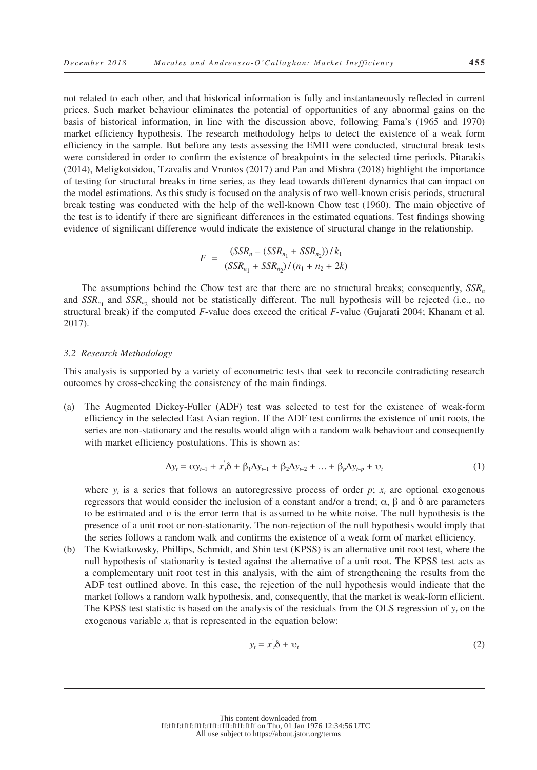not related to each other, and that historical information is fully and instantaneously reflected in current prices. Such market behaviour eliminates the potential of opportunities of any abnormal gains on the basis of historical information, in line with the discussion above, following Fama's (1965 and 1970) market efficiency hypothesis. The research methodology helps to detect the existence of a weak form efficiency in the sample. But before any tests assessing the EMH were conducted, structural break tests were considered in order to confirm the existence of breakpoints in the selected time periods. Pitarakis (2014), Meligkotsidou, Tzavalis and Vrontos (2017) and Pan and Mishra (2018) highlight the importance of testing for structural breaks in time series, as they lead towards different dynamics that can impact on the model estimations. As this study is focused on the analysis of two well-known crisis periods, structural break testing was conducted with the help of the well-known Chow test (1960). The main objective of the test is to identify if there are significant differences in the estimated equations. Test findings showing evidence of significant difference would indicate the existence of structural change in the relationship.

$$F = \frac{(SSR_n - (SSR_{n_1} + SSR_{n_2}))/k_1}{(SSR_{n_1} + SSR_{n_2})/(n_1 + n_2 + 2k)}$$

The assumptions behind the Chow test are that there are no structural breaks; consequently, $SSR_n$ and $SSR_{n_1}$ and $SSR_{n_2}$ should not be statistically different. The null hypothesis will be rejected (i.e., no structural break) if the computed $F$-value does exceed the critical $F$-value (Gujarati 2004; Khanam et al. 2017).

### 3.2 Research Methodology

This analysis is supported by a variety of econometric tests that seek to reconcile contradicting research outcomes by cross-checking the consistency of the main findings.

(a) The Augmented Dickey-Fuller (ADF) test was selected to test for the existence of weak-form efficiency in the selected East Asian region. If the ADF test confirms the existence of unit roots, the series are non-stationary and the results would align with a random walk behaviour and consequently with market efficiency postulations. This is shown as:

$$\Delta y_t = \alpha y_{t-1} + x_t^{'}\delta + \beta_1 \Delta y_{t-1} + \beta_2 \Delta y_{t-2} + \ldots + \beta_p \Delta y_{t-p} + \upsilon_t \tag{1}$$

where $y_t$ is a series that follows an autoregressive process of order $p$; $x_t$ are optional exogenous regressors that would consider the inclusion of a constant and/or a trend; $\alpha$, $\beta$ and $\delta$ are parameters to be estimated and $\upsilon$ is the error term that is assumed to be white noise. The null hypothesis is the presence of a unit root or non-stationarity. The non-rejection of the null hypothesis would imply that the series follows a random walk and confirms the existence of a weak form of market efficiency.

(b) The Kwiatkowsky, Phillips, Schmidt, and Shin test (KPSS) is an alternative unit root test, where the null hypothesis of stationarity is tested against the alternative of a unit root. The KPSS test acts as a complementary unit root test in this analysis, with the aim of strengthening the results from the ADF test outlined above. In this case, the rejection of the null hypothesis would indicate that the market follows a random walk hypothesis, and, consequently, that the market is weak-form efficient. The KPSS test statistic is based on the analysis of the residuals from the OLS regression of $y_t$ on the exogenous variable $x_t$ that is represented in the equation below:

$$y_t = x_t^{'}\delta + \upsilon_t \tag{2}$$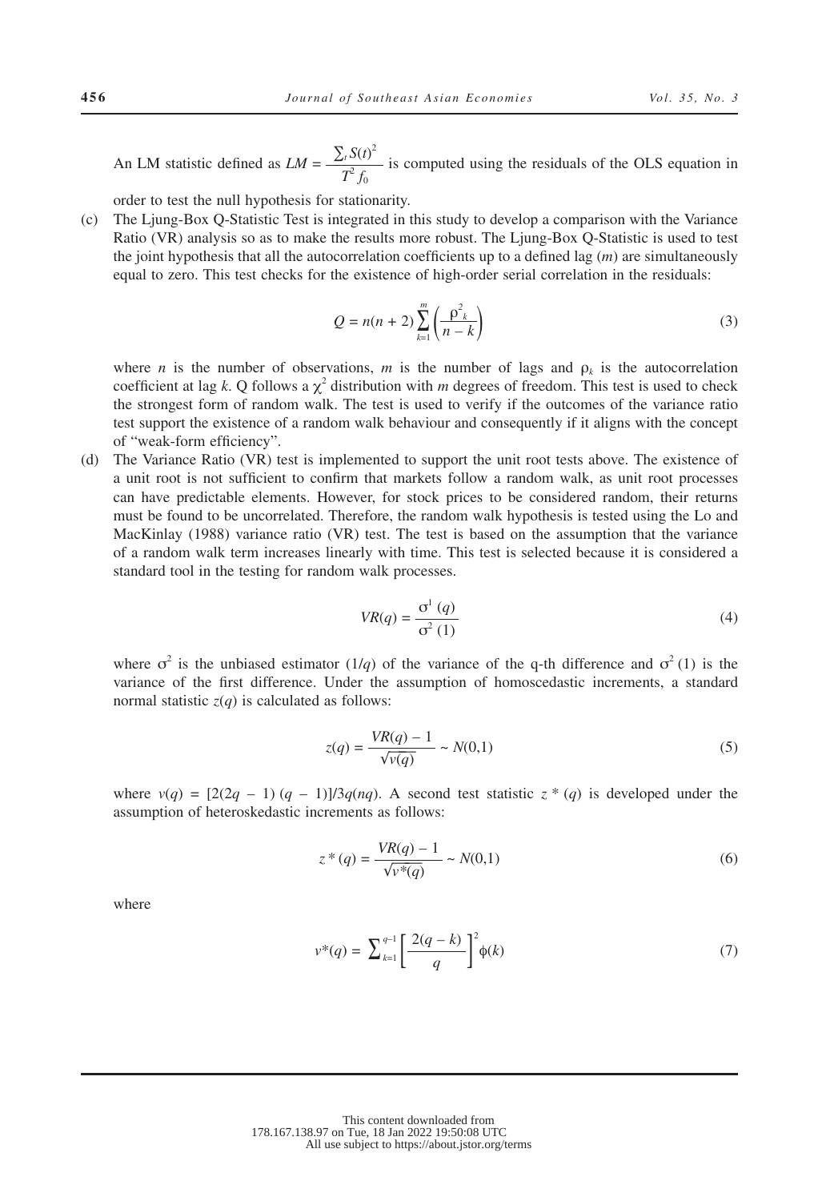An LM statistic defined as $LM = \frac{\sum_t S(t)^2}{T^2 f_0}$ is computed using the residuals of the OLS equation in order to test the null hypothesis for stationarity.

(c) The Ljung-Box Q-Statistic Test is integrated in this study to develop a comparison with the Variance Ratio (VR) analysis so as to make the results more robust. The Ljung-Box Q-Statistic is used to test the joint hypothesis that all the autocorrelation coefficients up to a defined lag ($m$) are simultaneously equal to zero. This test checks for the existence of high-order serial correlation in the residuals:

$$Q = n(n + 2)\sum_{k=1}^{m}\left(\frac{\rho^2_{\ k}}{n - k}\right) \tag{3}$$

where $n$ is the number of observations, $m$ is the number of lags and $\rho_k$ is the autocorrelation coefficient at lag $k$. Q follows a $\chi^2$ distribution with $m$ degrees of freedom. This test is used to check the strongest form of random walk. The test is used to verify if the outcomes of the variance ratio test support the existence of a random walk behaviour and consequently if it aligns with the concept of "weak-form efficiency".

(d) The Variance Ratio (VR) test is implemented to support the unit root tests above. The existence of a unit root is not sufficient to confirm that markets follow a random walk, as unit root processes can have predictable elements. However, for stock prices to be considered random, their returns must be found to be uncorrelated. Therefore, the random walk hypothesis is tested using the Lo and MacKinlay (1988) variance ratio (VR) test. The test is based on the assumption that the variance of a random walk term increases linearly with time. This test is selected because it is considered a standard tool in the testing for random walk processes.

$$VR(q) = \frac{\sigma^1\,(q)}{\sigma^2\,(1)} \tag{4}$$

where $\sigma^2$ is the unbiased estimator ($1/q$) of the variance of the q-th difference and $\sigma^2\,(1)$ is the variance of the first difference. Under the assumption of homoscedastic increments, a standard normal statistic $z(q)$ is calculated as follows:

$$z(q) = \frac{VR(q) - 1}{\sqrt{v(q)}} \sim N(0,1) \tag{5}$$

where $v(q) = [2(2q - 1)\,(q - 1)]/3q(nq)$. A second test statistic $z*(q)$ is developed under the assumption of heteroskedastic increments as follows:

$$z*(q) = \frac{VR(q) - 1}{\sqrt{v*(q)}} \sim N(0,1) \tag{6}$$

where

$$v*(q) = \sum_{k=1}^{q-1}\left[\frac{2(q - k)}{q}\right]^2 \phi(k) \tag{7}$$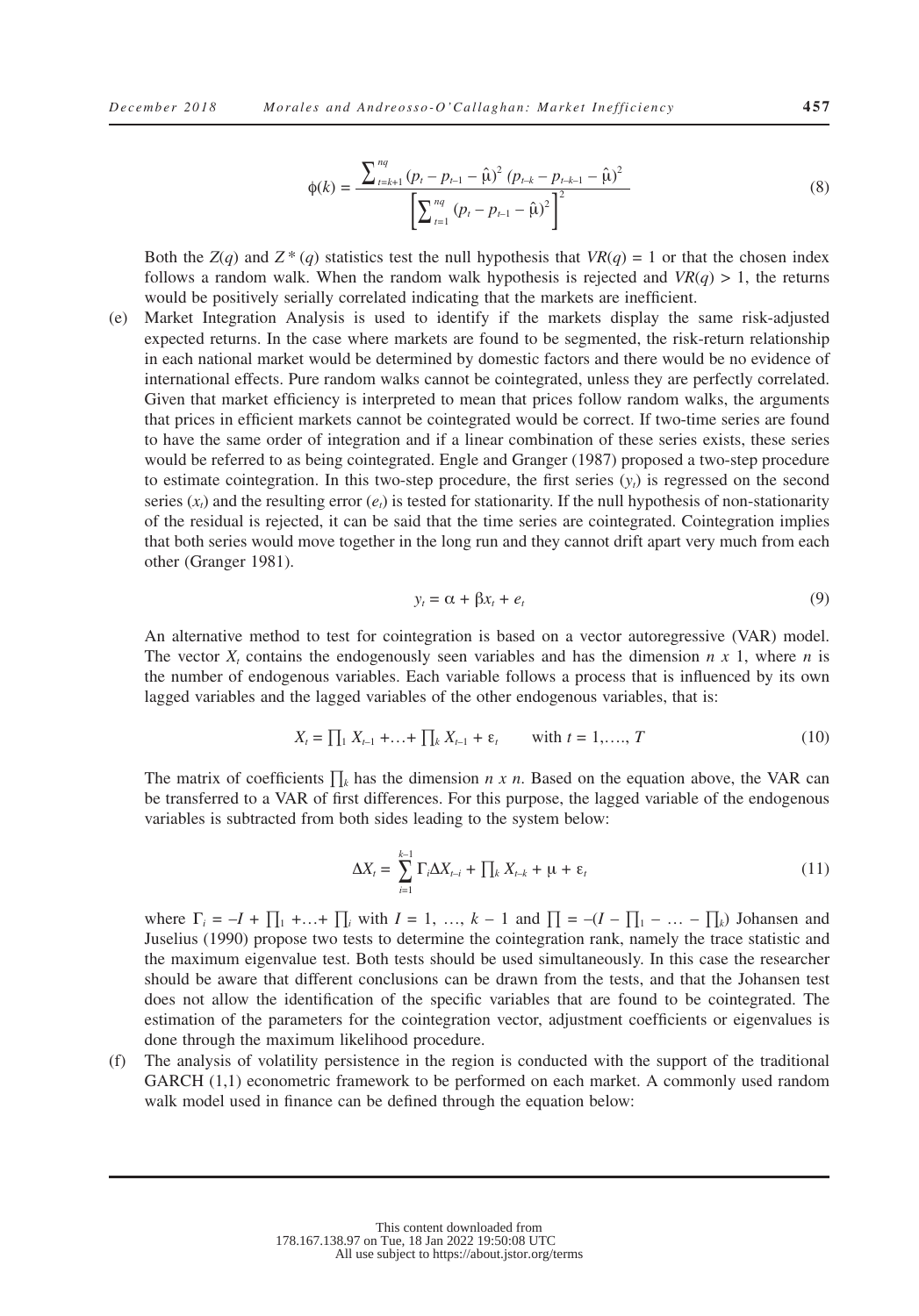$$\phi(k) = \frac{\sum_{t=k+1}^{nq} (p_t - p_{t-1} - \hat{\mu})^2 (p_{t-k} - p_{t-k-1} - \hat{\mu})^2}{\left[\sum_{t=1}^{nq} (p_t - p_{t-1} - \hat{\mu})^2\right]^2} \tag{8}$$

Both the $Z(q)$ and $Z^*(q)$ statistics test the null hypothesis that $VR(q) = 1$ or that the chosen index follows a random walk. When the random walk hypothesis is rejected and $VR(q) > 1$, the returns would be positively serially correlated indicating that the markets are inefficient.

(e) Market Integration Analysis is used to identify if the markets display the same risk-adjusted expected returns. In the case where markets are found to be segmented, the risk-return relationship in each national market would be determined by domestic factors and there would be no evidence of international effects. Pure random walks cannot be cointegrated, unless they are perfectly correlated. Given that market efficiency is interpreted to mean that prices follow random walks, the arguments that prices in efficient markets cannot be cointegrated would be correct. If two-time series are found to have the same order of integration and if a linear combination of these series exists, these series would be referred to as being cointegrated. Engle and Granger (1987) proposed a two-step procedure to estimate cointegration. In this two-step procedure, the first series ($y_t$) is regressed on the second series ($x_t$) and the resulting error ($e_t$) is tested for stationarity. If the null hypothesis of non-stationarity of the residual is rejected, it can be said that the time series are cointegrated. Cointegration implies that both series would move together in the long run and they cannot drift apart very much from each other (Granger 1981).

$$y_t = \alpha + \beta x_t + e_t \tag{9}$$

An alternative method to test for cointegration is based on a vector autoregressive (VAR) model. The vector $X_t$ contains the endogenously seen variables and has the dimension $n \; x \; 1$, where $n$ is the number of endogenous variables. Each variable follows a process that is influenced by its own lagged variables and the lagged variables of the other endogenous variables, that is:

$$X_t = \prod\nolimits_1 X_{t-1} + \ldots + \prod\nolimits_k X_{t-1} + \varepsilon_t \qquad \text{with } t = 1, \ldots, T \tag{10}$$

The matrix of coefficients $\prod_k$ has the dimension $n \; x \; n$. Based on the equation above, the VAR can be transferred to a VAR of first differences. For this purpose, the lagged variable of the endogenous variables is subtracted from both sides leading to the system below:

$$\Delta X_t = \sum_{i=1}^{k-1} \Gamma_i \Delta X_{t-i} + \prod\nolimits_k X_{t-k} + \mu + \varepsilon_t \tag{11}$$

where $\Gamma_i = -I + \prod_1 + \ldots + \prod_i$ with $I = 1, \ldots, k - 1$ and $\prod = -(I - \prod_1 - \ldots - \prod_k)$ Johansen and Juselius (1990) propose two tests to determine the cointegration rank, namely the trace statistic and the maximum eigenvalue test. Both tests should be used simultaneously. In this case the researcher should be aware that different conclusions can be drawn from the tests, and that the Johansen test does not allow the identification of the specific variables that are found to be cointegrated. The estimation of the parameters for the cointegration vector, adjustment coefficients or eigenvalues is done through the maximum likelihood procedure.

(f) The analysis of volatility persistence in the region is conducted with the support of the traditional GARCH (1,1) econometric framework to be performed on each market. A commonly used random walk model used in finance can be defined through the equation below: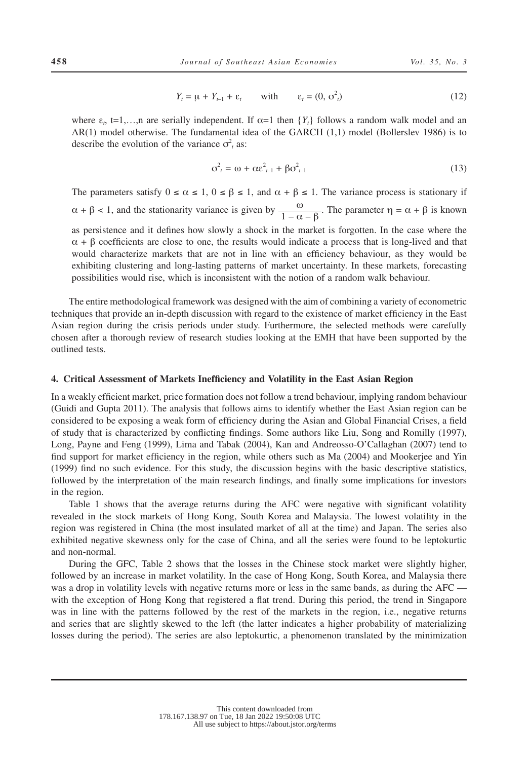$$Y_t = \mu + Y_{t-1} + \varepsilon_t \qquad \text{with} \qquad \varepsilon_t = (0, \sigma^2_t) \tag{12}$$

where $\varepsilon_t$, t=1,…,n are serially independent. If $\alpha$=1 then $\{Y_t\}$ follows a random walk model and an AR(1) model otherwise. The fundamental idea of the GARCH (1,1) model (Bollerslev 1986) is to describe the evolution of the variance $\sigma^2_t$ as:

$$\sigma^2_t = \omega + \alpha\varepsilon^2_{t-1} + \beta\sigma^2_{t-1} \tag{13}$$

The parameters satisfy $0 \leq \alpha \leq 1$, $0 \leq \beta \leq 1$, and $\alpha + \beta \leq 1$. The variance process is stationary if $\alpha + \beta < 1$, and the stationarity variance is given by $\frac{\omega}{1 - \alpha - \beta}$. The parameter $\eta = \alpha + \beta$ is known as persistence and it defines how slowly a shock in the market is forgotten. In the case where the $\alpha + \beta$ coefficients are close to one, the results would indicate a process that is long-lived and that would characterize markets that are not in line with an efficiency behaviour, as they would be exhibiting clustering and long-lasting patterns of market uncertainty. In these markets, forecasting possibilities would rise, which is inconsistent with the notion of a random walk behaviour.

The entire methodological framework was designed with the aim of combining a variety of econometric techniques that provide an in-depth discussion with regard to the existence of market efficiency in the East Asian region during the crisis periods under study. Furthermore, the selected methods were carefully chosen after a thorough review of research studies looking at the EMH that have been supported by the outlined tests.

## 4. Critical Assessment of Markets Inefficiency and Volatility in the East Asian Region

In a weakly efficient market, price formation does not follow a trend behaviour, implying random behaviour (Guidi and Gupta 2011). The analysis that follows aims to identify whether the East Asian region can be considered to be exposing a weak form of efficiency during the Asian and Global Financial Crises, a field of study that is characterized by conflicting findings. Some authors like Liu, Song and Romilly (1997), Long, Payne and Feng (1999), Lima and Tabak (2004), Kan and Andreosso-O'Callaghan (2007) tend to find support for market efficiency in the region, while others such as Ma (2004) and Mookerjee and Yin (1999) find no such evidence. For this study, the discussion begins with the basic descriptive statistics, followed by the interpretation of the main research findings, and finally some implications for investors in the region.

Table 1 shows that the average returns during the AFC were negative with significant volatility revealed in the stock markets of Hong Kong, South Korea and Malaysia. The lowest volatility in the region was registered in China (the most insulated market of all at the time) and Japan. The series also exhibited negative skewness only for the case of China, and all the series were found to be leptokurtic and non-normal.

During the GFC, Table 2 shows that the losses in the Chinese stock market were slightly higher, followed by an increase in market volatility. In the case of Hong Kong, South Korea, and Malaysia there was a drop in volatility levels with negative returns more or less in the same bands, as during the AFC — with the exception of Hong Kong that registered a flat trend. During this period, the trend in Singapore was in line with the patterns followed by the rest of the markets in the region, i.e., negative returns and series that are slightly skewed to the left (the latter indicates a higher probability of materializing losses during the period). The series are also leptokurtic, a phenomenon translated by the minimization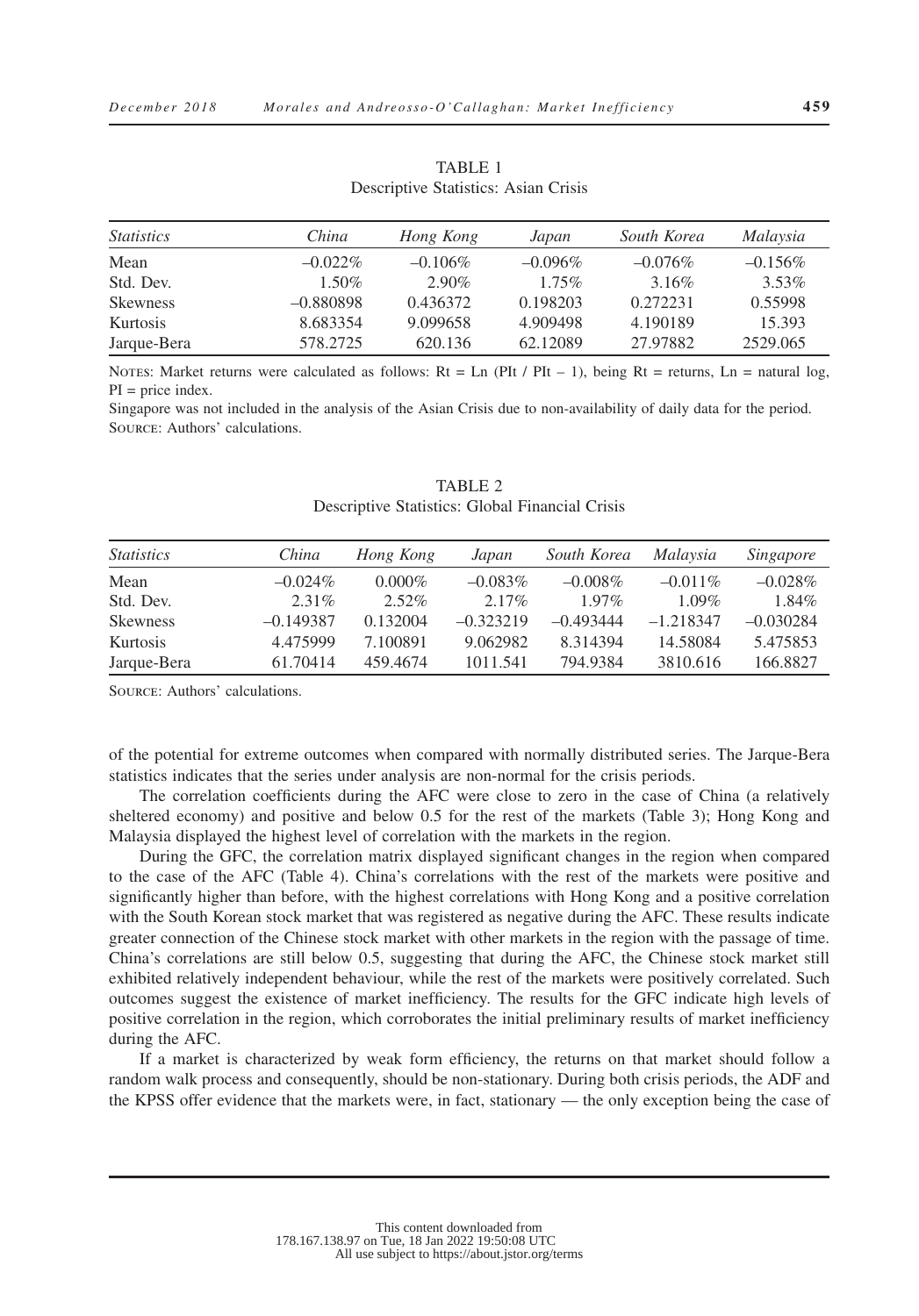TABLE 1
Descriptive Statistics: Asian Crisis

| *Statistics* | *China* | *Hong Kong* | *Japan* | *South Korea* | *Malaysia* |
|---|---|---|---|---|---|
| Mean | –0.022% | –0.106% | –0.096% | –0.076% | –0.156% |
| Std. Dev. | 1.50% | 2.90% | 1.75% | 3.16% | 3.53% |
| Skewness | –0.880898 | 0.436372 | 0.198203 | 0.272231 | 0.55998 |
| Kurtosis | 8.683354 | 9.099658 | 4.909498 | 4.190189 | 15.393 |
| Jarque-Bera | 578.2725 | 620.136 | 62.12089 | 27.97882 | 2529.065 |

NOTES: Market returns were calculated as follows: Rt = Ln (PIt / PIt – 1), being Rt = returns, Ln = natural log, PI = price index.

Singapore was not included in the analysis of the Asian Crisis due to non-availability of daily data for the period.

SOURCE: Authors' calculations.

TABLE 2
Descriptive Statistics: Global Financial Crisis

| *Statistics* | *China* | *Hong Kong* | *Japan* | *South Korea* | *Malaysia* | *Singapore* |
|---|---|---|---|---|---|---|
| Mean | –0.024% | 0.000% | –0.083% | –0.008% | –0.011% | –0.028% |
| Std. Dev. | 2.31% | 2.52% | 2.17% | 1.97% | 1.09% | 1.84% |
| Skewness | –0.149387 | 0.132004 | –0.323219 | –0.493444 | –1.218347 | –0.030284 |
| Kurtosis | 4.475999 | 7.100891 | 9.062982 | 8.314394 | 14.58084 | 5.475853 |
| Jarque-Bera | 61.70414 | 459.4674 | 1011.541 | 794.9384 | 3810.616 | 166.8827 |

SOURCE: Authors' calculations.

of the potential for extreme outcomes when compared with normally distributed series. The Jarque-Bera statistics indicates that the series under analysis are non-normal for the crisis periods.

The correlation coefficients during the AFC were close to zero in the case of China (a relatively sheltered economy) and positive and below 0.5 for the rest of the markets (Table 3); Hong Kong and Malaysia displayed the highest level of correlation with the markets in the region.

During the GFC, the correlation matrix displayed significant changes in the region when compared to the case of the AFC (Table 4). China's correlations with the rest of the markets were positive and significantly higher than before, with the highest correlations with Hong Kong and a positive correlation with the South Korean stock market that was registered as negative during the AFC. These results indicate greater connection of the Chinese stock market with other markets in the region with the passage of time. China's correlations are still below 0.5, suggesting that during the AFC, the Chinese stock market still exhibited relatively independent behaviour, while the rest of the markets were positively correlated. Such outcomes suggest the existence of market inefficiency. The results for the GFC indicate high levels of positive correlation in the region, which corroborates the initial preliminary results of market inefficiency during the AFC.

If a market is characterized by weak form efficiency, the returns on that market should follow a random walk process and consequently, should be non-stationary. During both crisis periods, the ADF and the KPSS offer evidence that the markets were, in fact, stationary — the only exception being the case of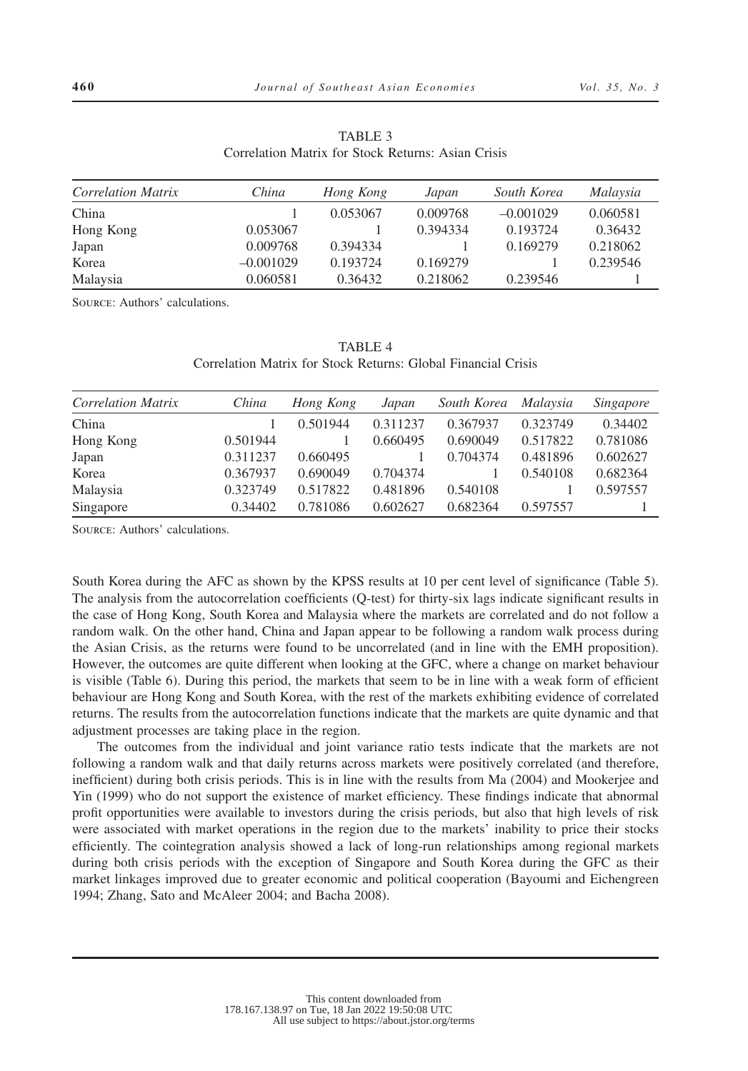TABLE 3
Correlation Matrix for Stock Returns: Asian Crisis

| *Correlation Matrix* | *China* | *Hong Kong* | *Japan* | *South Korea* | *Malaysia* |
|---|---|---|---|---|---|
| China | 1 | 0.053067 | 0.009768 | –0.001029 | 0.060581 |
| Hong Kong | 0.053067 | 1 | 0.394334 | 0.193724 | 0.36432 |
| Japan | 0.009768 | 0.394334 | 1 | 0.169279 | 0.218062 |
| Korea | –0.001029 | 0.193724 | 0.169279 | 1 | 0.239546 |
| Malaysia | 0.060581 | 0.36432 | 0.218062 | 0.239546 | 1 |

Source: Authors' calculations.

TABLE 4
Correlation Matrix for Stock Returns: Global Financial Crisis

| *Correlation Matrix* | *China* | *Hong Kong* | *Japan* | *South Korea* | *Malaysia* | *Singapore* |
|---|---|---|---|---|---|---|
| China | 1 | 0.501944 | 0.311237 | 0.367937 | 0.323749 | 0.34402 |
| Hong Kong | 0.501944 | 1 | 0.660495 | 0.690049 | 0.517822 | 0.781086 |
| Japan | 0.311237 | 0.660495 | 1 | 0.704374 | 0.481896 | 0.602627 |
| Korea | 0.367937 | 0.690049 | 0.704374 | 1 | 0.540108 | 0.682364 |
| Malaysia | 0.323749 | 0.517822 | 0.481896 | 0.540108 | 1 | 0.597557 |
| Singapore | 0.34402 | 0.781086 | 0.602627 | 0.682364 | 0.597557 | 1 |

Source: Authors' calculations.

South Korea during the AFC as shown by the KPSS results at 10 per cent level of significance (Table 5). The analysis from the autocorrelation coefficients (Q-test) for thirty-six lags indicate significant results in the case of Hong Kong, South Korea and Malaysia where the markets are correlated and do not follow a random walk. On the other hand, China and Japan appear to be following a random walk process during the Asian Crisis, as the returns were found to be uncorrelated (and in line with the EMH proposition). However, the outcomes are quite different when looking at the GFC, where a change on market behaviour is visible (Table 6). During this period, the markets that seem to be in line with a weak form of efficient behaviour are Hong Kong and South Korea, with the rest of the markets exhibiting evidence of correlated returns. The results from the autocorrelation functions indicate that the markets are quite dynamic and that adjustment processes are taking place in the region.

The outcomes from the individual and joint variance ratio tests indicate that the markets are not following a random walk and that daily returns across markets were positively correlated (and therefore, inefficient) during both crisis periods. This is in line with the results from Ma (2004) and Mookerjee and Yin (1999) who do not support the existence of market efficiency. These findings indicate that abnormal profit opportunities were available to investors during the crisis periods, but also that high levels of risk were associated with market operations in the region due to the markets' inability to price their stocks efficiently. The cointegration analysis showed a lack of long-run relationships among regional markets during both crisis periods with the exception of Singapore and South Korea during the GFC as their market linkages improved due to greater economic and political cooperation (Bayoumi and Eichengreen 1994; Zhang, Sato and McAleer 2004; and Bacha 2008).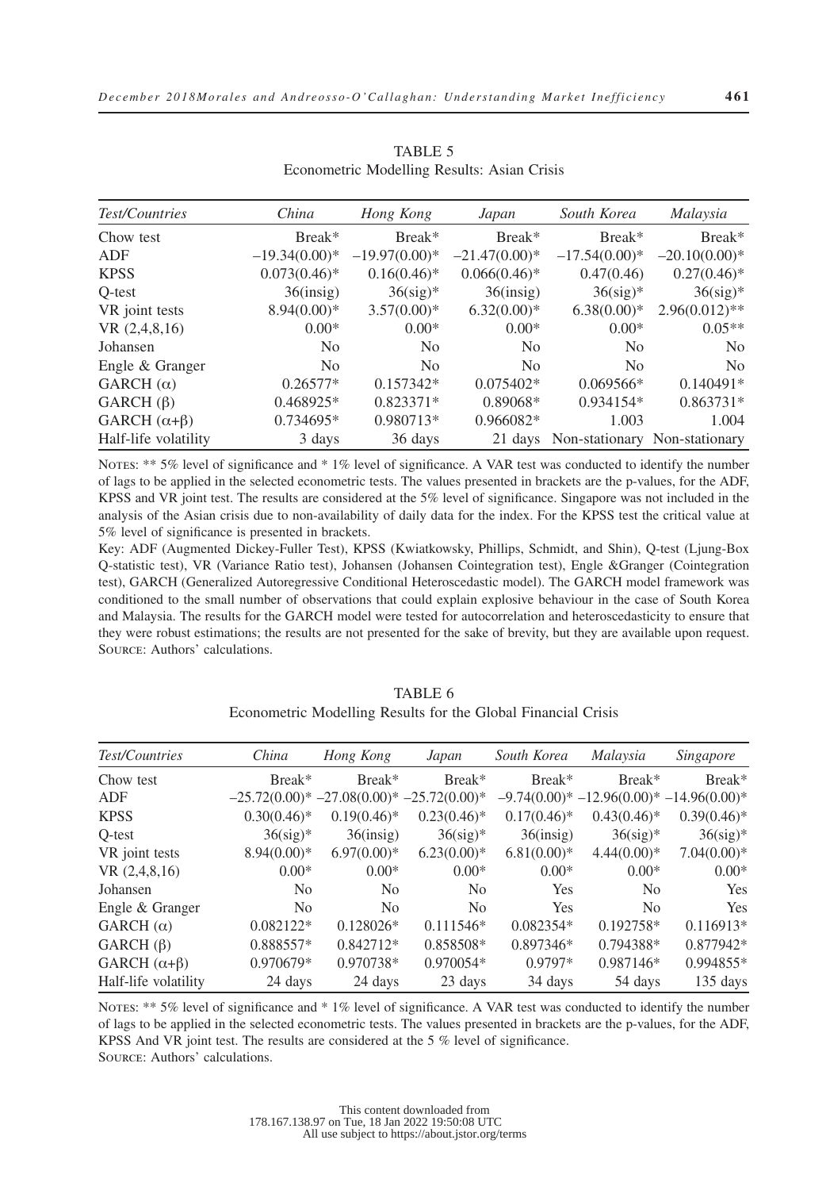TABLE 5
Econometric Modelling Results: Asian Crisis

| *Test/Countries* | *China* | *Hong Kong* | *Japan* | *South Korea* | *Malaysia* |
|---|---|---|---|---|---|
| Chow test | Break* | Break* | Break* | Break* | Break* |
| ADF | –19.34(0.00)* | –19.97(0.00)* | –21.47(0.00)* | –17.54(0.00)* | –20.10(0.00)* |
| KPSS | 0.073(0.46)* | 0.16(0.46)* | 0.066(0.46)* | 0.47(0.46) | 0.27(0.46)* |
| Q-test | 36(insig) | 36(sig)* | 36(insig) | 36(sig)* | 36(sig)* |
| VR joint tests | 8.94(0.00)* | 3.57(0.00)* | 6.32(0.00)* | 6.38(0.00)* | 2.96(0.012)** |
| VR (2,4,8,16) | 0.00* | 0.00* | 0.00* | 0.00* | 0.05** |
| Johansen | No | No | No | No | No |
| Engle & Granger | No | No | No | No | No |
| GARCH ($\alpha$) | 0.26577* | 0.157342* | 0.075402* | 0.069566* | 0.140491* |
| GARCH ($\beta$) | 0.468925* | 0.823371* | 0.89068* | 0.934154* | 0.863731* |
| GARCH ($\alpha$+$\beta$) | 0.734695* | 0.980713* | 0.966082* | 1.003 | 1.004 |
| Half-life volatility | 3 days | 36 days | 21 days | Non-stationary | Non-stationary |

NOTES: ** 5% level of significance and * 1% level of significance. A VAR test was conducted to identify the number of lags to be applied in the selected econometric tests. The values presented in brackets are the p-values, for the ADF, KPSS and VR joint test. The results are considered at the 5% level of significance. Singapore was not included in the analysis of the Asian crisis due to non-availability of daily data for the index. For the KPSS test the critical value at 5% level of significance is presented in brackets.

Key: ADF (Augmented Dickey-Fuller Test), KPSS (Kwiatkowsky, Phillips, Schmidt, and Shin), Q-test (Ljung-Box Q-statistic test), VR (Variance Ratio test), Johansen (Johansen Cointegration test), Engle &Granger (Cointegration test), GARCH (Generalized Autoregressive Conditional Heteroscedastic model). The GARCH model framework was conditioned to the small number of observations that could explain explosive behaviour in the case of South Korea and Malaysia. The results for the GARCH model were tested for autocorrelation and heteroscedasticity to ensure that they were robust estimations; the results are not presented for the sake of brevity, but they are available upon request.

SOURCE: Authors' calculations.

TABLE 6
Econometric Modelling Results for the Global Financial Crisis

| *Test/Countries* | *China* | *Hong Kong* | *Japan* | *South Korea* | *Malaysia* | *Singapore* |
|---|---|---|---|---|---|---|
| Chow test | Break* | Break* | Break* | Break* | Break* | Break* |
| ADF | –25.72(0.00)* | –27.08(0.00)* | –25.72(0.00)* | –9.74(0.00)* | –12.96(0.00)* | –14.96(0.00)* |
| KPSS | 0.30(0.46)* | 0.19(0.46)* | 0.23(0.46)* | 0.17(0.46)* | 0.43(0.46)* | 0.39(0.46)* |
| Q-test | 36(sig)* | 36(insig) | 36(sig)* | 36(insig) | 36(sig)* | 36(sig)* |
| VR joint tests | 8.94(0.00)* | 6.97(0.00)* | 6.23(0.00)* | 6.81(0.00)* | 4.44(0.00)* | 7.04(0.00)* |
| VR (2,4,8,16) | 0.00* | 0.00* | 0.00* | 0.00* | 0.00* | 0.00* |
| Johansen | No | No | No | Yes | No | Yes |
| Engle & Granger | No | No | No | Yes | No | Yes |
| GARCH ($\alpha$) | 0.082122* | 0.128026* | 0.111546* | 0.082354* | 0.192758* | 0.116913* |
| GARCH ($\beta$) | 0.888557* | 0.842712* | 0.858508* | 0.897346* | 0.794388* | 0.877942* |
| GARCH ($\alpha$+$\beta$) | 0.970679* | 0.970738* | 0.970054* | 0.9797* | 0.987146* | 0.994855* |
| Half-life volatility | 24 days | 24 days | 23 days | 34 days | 54 days | 135 days |

NOTES: ** 5% level of significance and * 1% level of significance. A VAR test was conducted to identify the number of lags to be applied in the selected econometric tests. The values presented in brackets are the p-values, for the ADF, KPSS And VR joint test. The results are considered at the 5 % level of significance.

SOURCE: Authors' calculations.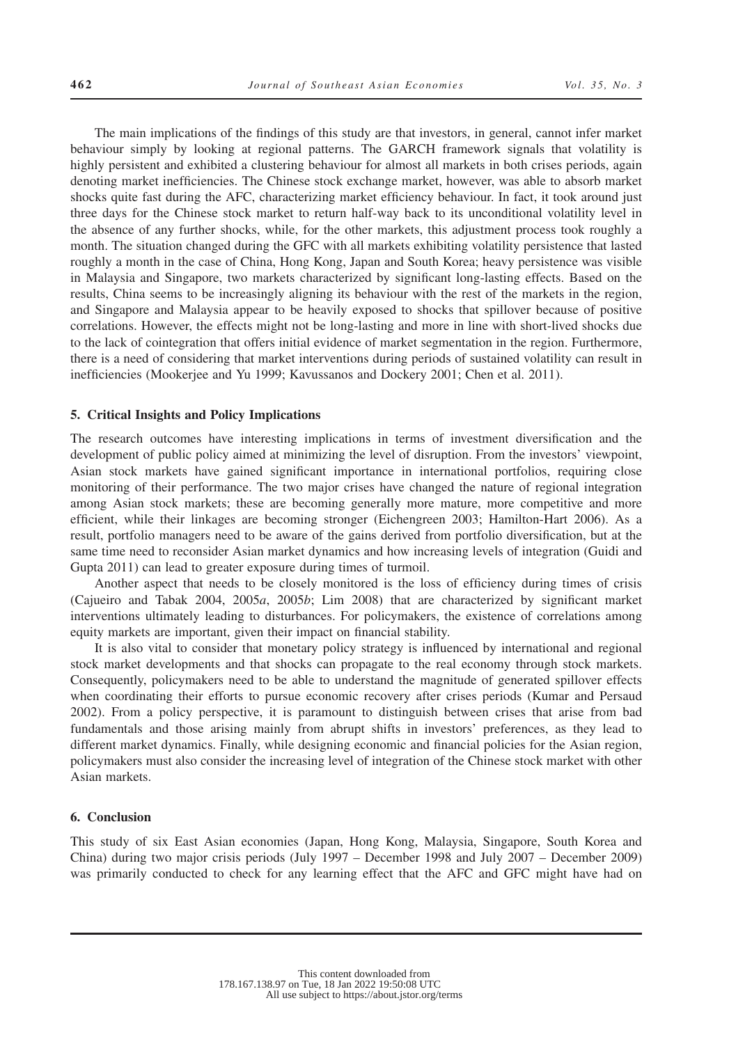The main implications of the findings of this study are that investors, in general, cannot infer market behaviour simply by looking at regional patterns. The GARCH framework signals that volatility is highly persistent and exhibited a clustering behaviour for almost all markets in both crises periods, again denoting market inefficiencies. The Chinese stock exchange market, however, was able to absorb market shocks quite fast during the AFC, characterizing market efficiency behaviour. In fact, it took around just three days for the Chinese stock market to return half-way back to its unconditional volatility level in the absence of any further shocks, while, for the other markets, this adjustment process took roughly a month. The situation changed during the GFC with all markets exhibiting volatility persistence that lasted roughly a month in the case of China, Hong Kong, Japan and South Korea; heavy persistence was visible in Malaysia and Singapore, two markets characterized by significant long-lasting effects. Based on the results, China seems to be increasingly aligning its behaviour with the rest of the markets in the region, and Singapore and Malaysia appear to be heavily exposed to shocks that spillover because of positive correlations. However, the effects might not be long-lasting and more in line with short-lived shocks due to the lack of cointegration that offers initial evidence of market segmentation in the region. Furthermore, there is a need of considering that market interventions during periods of sustained volatility can result in inefficiencies (Mookerjee and Yu 1999; Kavussanos and Dockery 2001; Chen et al. 2011).

## 5. Critical Insights and Policy Implications

The research outcomes have interesting implications in terms of investment diversification and the development of public policy aimed at minimizing the level of disruption. From the investors' viewpoint, Asian stock markets have gained significant importance in international portfolios, requiring close monitoring of their performance. The two major crises have changed the nature of regional integration among Asian stock markets; these are becoming generally more mature, more competitive and more efficient, while their linkages are becoming stronger (Eichengreen 2003; Hamilton-Hart 2006). As a result, portfolio managers need to be aware of the gains derived from portfolio diversification, but at the same time need to reconsider Asian market dynamics and how increasing levels of integration (Guidi and Gupta 2011) can lead to greater exposure during times of turmoil.

Another aspect that needs to be closely monitored is the loss of efficiency during times of crisis (Cajueiro and Tabak 2004, 2005*a*, 2005*b*; Lim 2008) that are characterized by significant market interventions ultimately leading to disturbances. For policymakers, the existence of correlations among equity markets are important, given their impact on financial stability.

It is also vital to consider that monetary policy strategy is influenced by international and regional stock market developments and that shocks can propagate to the real economy through stock markets. Consequently, policymakers need to be able to understand the magnitude of generated spillover effects when coordinating their efforts to pursue economic recovery after crises periods (Kumar and Persaud 2002). From a policy perspective, it is paramount to distinguish between crises that arise from bad fundamentals and those arising mainly from abrupt shifts in investors' preferences, as they lead to different market dynamics. Finally, while designing economic and financial policies for the Asian region, policymakers must also consider the increasing level of integration of the Chinese stock market with other Asian markets.

## 6. Conclusion

This study of six East Asian economies (Japan, Hong Kong, Malaysia, Singapore, South Korea and China) during two major crisis periods (July 1997 – December 1998 and July 2007 – December 2009) was primarily conducted to check for any learning effect that the AFC and GFC might have had on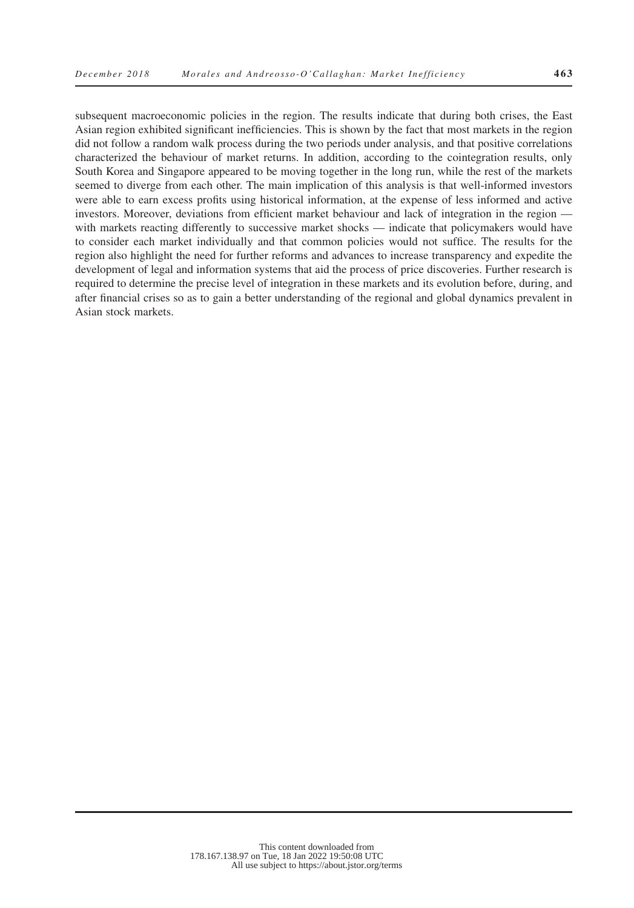subsequent macroeconomic policies in the region. The results indicate that during both crises, the East Asian region exhibited significant inefficiencies. This is shown by the fact that most markets in the region did not follow a random walk process during the two periods under analysis, and that positive correlations characterized the behaviour of market returns. In addition, according to the cointegration results, only South Korea and Singapore appeared to be moving together in the long run, while the rest of the markets seemed to diverge from each other. The main implication of this analysis is that well-informed investors were able to earn excess profits using historical information, at the expense of less informed and active investors. Moreover, deviations from efficient market behaviour and lack of integration in the region — with markets reacting differently to successive market shocks — indicate that policymakers would have to consider each market individually and that common policies would not suffice. The results for the region also highlight the need for further reforms and advances to increase transparency and expedite the development of legal and information systems that aid the process of price discoveries. Further research is required to determine the precise level of integration in these markets and its evolution before, during, and after financial crises so as to gain a better understanding of the regional and global dynamics prevalent in Asian stock markets.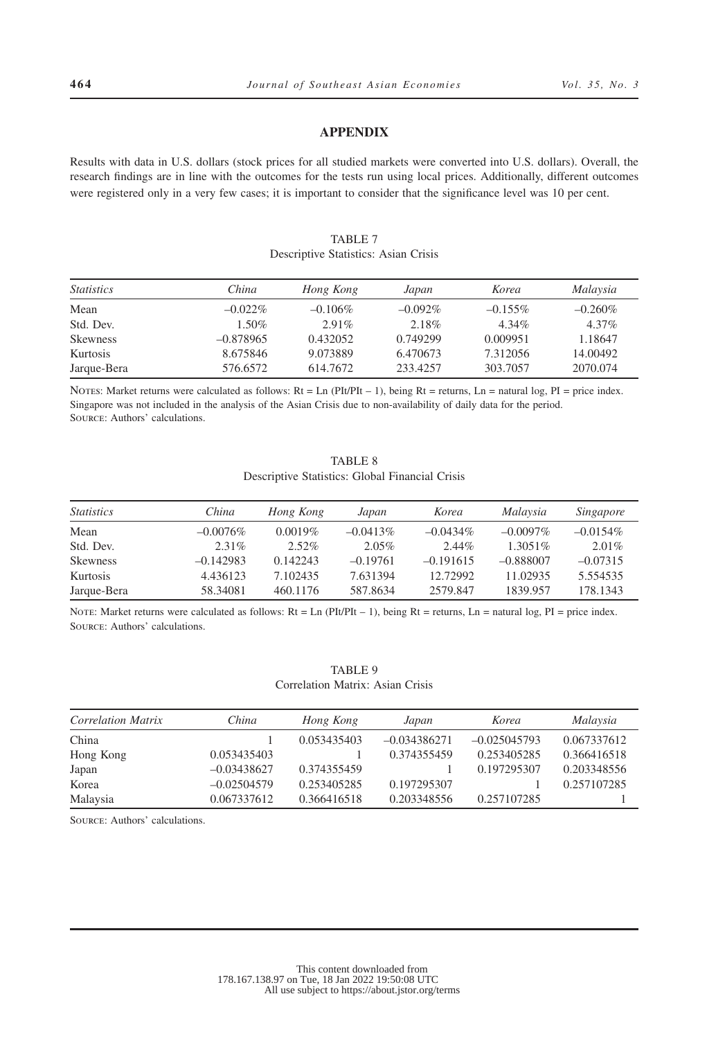## APPENDIX

Results with data in U.S. dollars (stock prices for all studied markets were converted into U.S. dollars). Overall, the research findings are in line with the outcomes for the tests run using local prices. Additionally, different outcomes were registered only in a very few cases; it is important to consider that the significance level was 10 per cent.

TABLE 7
Descriptive Statistics: Asian Crisis

| *Statistics* | *China* | *Hong Kong* | *Japan* | *Korea* | *Malaysia* |
|---|---|---|---|---|---|
| Mean | –0.022% | –0.106% | –0.092% | –0.155% | –0.260% |
| Std. Dev. | 1.50% | 2.91% | 2.18% | 4.34% | 4.37% |
| Skewness | –0.878965 | 0.432052 | 0.749299 | 0.009951 | 1.18647 |
| Kurtosis | 8.675846 | 9.073889 | 6.470673 | 7.312056 | 14.00492 |
| Jarque-Bera | 576.6572 | 614.7672 | 233.4257 | 303.7057 | 2070.074 |

Notes: Market returns were calculated as follows: Rt = Ln (PIt/PIt – 1), being Rt = returns, Ln = natural log, PI = price index. Singapore was not included in the analysis of the Asian Crisis due to non-availability of daily data for the period.
Source: Authors' calculations.

TABLE 8
Descriptive Statistics: Global Financial Crisis

| *Statistics* | *China* | *Hong Kong* | *Japan* | *Korea* | *Malaysia* | *Singapore* |
|---|---|---|---|---|---|---|
| Mean | –0.0076% | 0.0019% | –0.0413% | –0.0434% | –0.0097% | –0.0154% |
| Std. Dev. | 2.31% | 2.52% | 2.05% | 2.44% | 1.3051% | 2.01% |
| Skewness | –0.142983 | 0.142243 | –0.19761 | –0.191615 | –0.888007 | –0.07315 |
| Kurtosis | 4.436123 | 7.102435 | 7.631394 | 12.72992 | 11.02935 | 5.554535 |
| Jarque-Bera | 58.34081 | 460.1176 | 587.8634 | 2579.847 | 1839.957 | 178.1343 |

Note: Market returns were calculated as follows: Rt = Ln (PIt/PIt – 1), being Rt = returns, Ln = natural log, PI = price index.
Source: Authors' calculations.

TABLE 9
Correlation Matrix: Asian Crisis

| *Correlation Matrix* | *China* | *Hong Kong* | *Japan* | *Korea* | *Malaysia* |
|---|---|---|---|---|---|
| China | 1 | 0.053435403 | –0.034386271 | –0.025045793 | 0.067337612 |
| Hong Kong | 0.053435403 | 1 | 0.374355459 | 0.253405285 | 0.366416518 |
| Japan | –0.03438627 | 0.374355459 | 1 | 0.197295307 | 0.203348556 |
| Korea | –0.02504579 | 0.253405285 | 0.197295307 | 1 | 0.257107285 |
| Malaysia | 0.067337612 | 0.366416518 | 0.203348556 | 0.257107285 | 1 |

Source: Authors' calculations.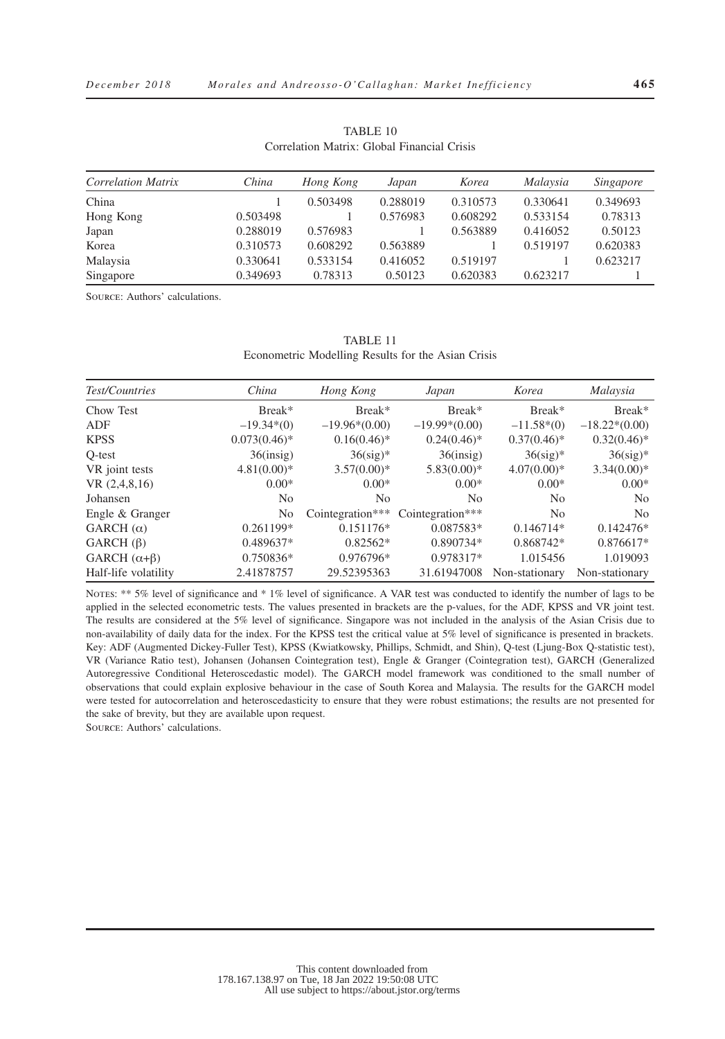TABLE 10
Correlation Matrix: Global Financial Crisis

| *Correlation Matrix* | *China* | *Hong Kong* | *Japan* | *Korea* | *Malaysia* | *Singapore* |
|---|---|---|---|---|---|---|
| China | 1 | 0.503498 | 0.288019 | 0.310573 | 0.330641 | 0.349693 |
| Hong Kong | 0.503498 | 1 | 0.576983 | 0.608292 | 0.533154 | 0.78313 |
| Japan | 0.288019 | 0.576983 | 1 | 0.563889 | 0.416052 | 0.50123 |
| Korea | 0.310573 | 0.608292 | 0.563889 | 1 | 0.519197 | 0.620383 |
| Malaysia | 0.330641 | 0.533154 | 0.416052 | 0.519197 | 1 | 0.623217 |
| Singapore | 0.349693 | 0.78313 | 0.50123 | 0.620383 | 0.623217 | 1 |

SOURCE: Authors' calculations.

TABLE 11
Econometric Modelling Results for the Asian Crisis

| *Test/Countries* | *China* | *Hong Kong* | *Japan* | *Korea* | *Malaysia* |
|---|---|---|---|---|---|
| Chow Test | Break* | Break* | Break* | Break* | Break* |
| ADF | –19.34*(0) | –19.96*(0.00) | –19.99*(0.00) | –11.58*(0) | –18.22*(0.00) |
| KPSS | 0.073(0.46)* | 0.16(0.46)* | 0.24(0.46)* | 0.37(0.46)* | 0.32(0.46)* |
| Q-test | 36(insig) | 36(sig)* | 36(insig) | 36(sig)* | 36(sig)* |
| VR joint tests | 4.81(0.00)* | 3.57(0.00)* | 5.83(0.00)* | 4.07(0.00)* | 3.34(0.00)* |
| VR (2,4,8,16) | 0.00* | 0.00* | 0.00* | 0.00* | 0.00* |
| Johansen | No | No | No | No | No |
| Engle & Granger | No | Cointegration*** | Cointegration*** | No | No |
| GARCH ($\alpha$) | 0.261199* | 0.151176* | 0.087583* | 0.146714* | 0.142476* |
| GARCH ($\beta$) | 0.489637* | 0.82562* | 0.890734* | 0.868742* | 0.876617* |
| GARCH ($\alpha$+$\beta$) | 0.750836* | 0.976796* | 0.978317* | 1.015456 | 1.019093 |
| Half-life volatility | 2.41878757 | 29.52395363 | 31.61947008 | Non-stationary | Non-stationary |

NOTES: ** 5% level of significance and * 1% level of significance. A VAR test was conducted to identify the number of lags to be applied in the selected econometric tests. The values presented in brackets are the p-values, for the ADF, KPSS and VR joint test. The results are considered at the 5% level of significance. Singapore was not included in the analysis of the Asian Crisis due to non-availability of daily data for the index. For the KPSS test the critical value at 5% level of significance is presented in brackets. Key: ADF (Augmented Dickey-Fuller Test), KPSS (Kwiatkowsky, Phillips, Schmidt, and Shin), Q-test (Ljung-Box Q-statistic test), VR (Variance Ratio test), Johansen (Johansen Cointegration test), Engle & Granger (Cointegration test), GARCH (Generalized Autoregressive Conditional Heteroscedastic model). The GARCH model framework was conditioned to the small number of observations that could explain explosive behaviour in the case of South Korea and Malaysia. The results for the GARCH model were tested for autocorrelation and heteroscedasticity to ensure that they were robust estimations; the results are not presented for the sake of brevity, but they are available upon request.
SOURCE: Authors' calculations.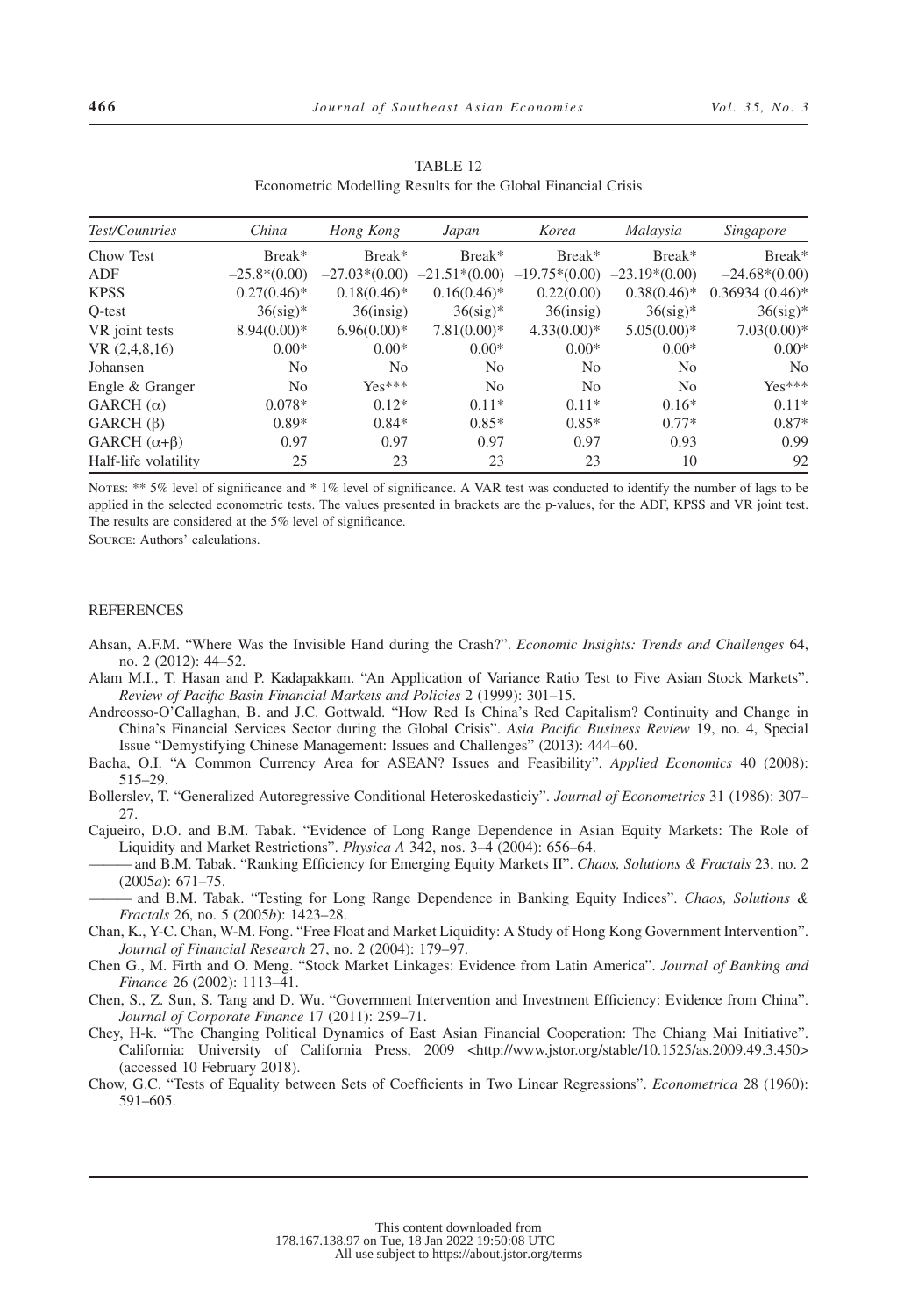TABLE 12
Econometric Modelling Results for the Global Financial Crisis

| *Test/Countries* | *China* | *Hong Kong* | *Japan* | *Korea* | *Malaysia* | *Singapore* |
|---|---|---|---|---|---|---|
| Chow Test | Break* | Break* | Break* | Break* | Break* | Break* |
| ADF | –25.8*(0.00) | –27.03*(0.00) | –21.51*(0.00) | –19.75*(0.00) | –23.19*(0.00) | –24.68*(0.00) |
| KPSS | 0.27(0.46)* | 0.18(0.46)* | 0.16(0.46)* | 0.22(0.00) | 0.38(0.46)* | 0.36934 (0.46)* |
| Q-test | 36(sig)* | 36(insig) | 36(sig)* | 36(insig) | 36(sig)* | 36(sig)* |
| VR joint tests | 8.94(0.00)* | 6.96(0.00)* | 7.81(0.00)* | 4.33(0.00)* | 5.05(0.00)* | 7.03(0.00)* |
| VR (2,4,8,16) | 0.00* | 0.00* | 0.00* | 0.00* | 0.00* | 0.00* |
| Johansen | No | No | No | No | No | No |
| Engle & Granger | No | Yes*** | No | No | No | Yes*** |
| GARCH ($\alpha$) | 0.078* | 0.12* | 0.11* | 0.11* | 0.16* | 0.11* |
| GARCH ($\beta$) | 0.89* | 0.84* | 0.85* | 0.85* | 0.77* | 0.87* |
| GARCH ($\alpha$+$\beta$) | 0.97 | 0.97 | 0.97 | 0.97 | 0.93 | 0.99 |
| Half-life volatility | 25 | 23 | 23 | 23 | 10 | 92 |

Notes: ** 5% level of significance and * 1% level of significance. A VAR test was conducted to identify the number of lags to be applied in the selected econometric tests. The values presented in brackets are the p-values, for the ADF, KPSS and VR joint test. The results are considered at the 5% level of significance.

Source: Authors' calculations.

## REFERENCES

Ahsan, A.F.M. "Where Was the Invisible Hand during the Crash?". *Economic Insights: Trends and Challenges* 64, no. 2 (2012): 44–52.

Alam M.I., T. Hasan and P. Kadapakkam. "An Application of Variance Ratio Test to Five Asian Stock Markets". *Review of Pacific Basin Financial Markets and Policies* 2 (1999): 301–15.

Andreosso-O'Callaghan, B. and J.C. Gottwald. "How Red Is China's Red Capitalism? Continuity and Change in China's Financial Services Sector during the Global Crisis". *Asia Pacific Business Review* 19, no. 4, Special Issue "Demystifying Chinese Management: Issues and Challenges" (2013): 444–60.

Bacha, O.I. "A Common Currency Area for ASEAN? Issues and Feasibility". *Applied Economics* 40 (2008): 515–29.

Bollerslev, T. "Generalized Autoregressive Conditional Heteroskedasticiy". *Journal of Econometrics* 31 (1986): 307–27.

Cajueiro, D.O. and B.M. Tabak. "Evidence of Long Range Dependence in Asian Equity Markets: The Role of Liquidity and Market Restrictions". *Physica A* 342, nos. 3–4 (2004): 656–64.

——— and B.M. Tabak. "Ranking Efficiency for Emerging Equity Markets II". *Chaos, Solutions & Fractals* 23, no. 2 (2005*a*): 671–75.

——— and B.M. Tabak. "Testing for Long Range Dependence in Banking Equity Indices". *Chaos, Solutions & Fractals* 26, no. 5 (2005*b*): 1423–28.

Chan, K., Y-C. Chan, W-M. Fong. "Free Float and Market Liquidity: A Study of Hong Kong Government Intervention". *Journal of Financial Research* 27, no. 2 (2004): 179–97.

Chen G., M. Firth and O. Meng. "Stock Market Linkages: Evidence from Latin America". *Journal of Banking and Finance* 26 (2002): 1113–41.

Chen, S., Z. Sun, S. Tang and D. Wu. "Government Intervention and Investment Efficiency: Evidence from China". *Journal of Corporate Finance* 17 (2011): 259–71.

Chey, H-k. "The Changing Political Dynamics of East Asian Financial Cooperation: The Chiang Mai Initiative". California: University of California Press, 2009 <http://www.jstor.org/stable/10.1525/as.2009.49.3.450> (accessed 10 February 2018).

Chow, G.C. "Tests of Equality between Sets of Coefficients in Two Linear Regressions". *Econometrica* 28 (1960): 591–605.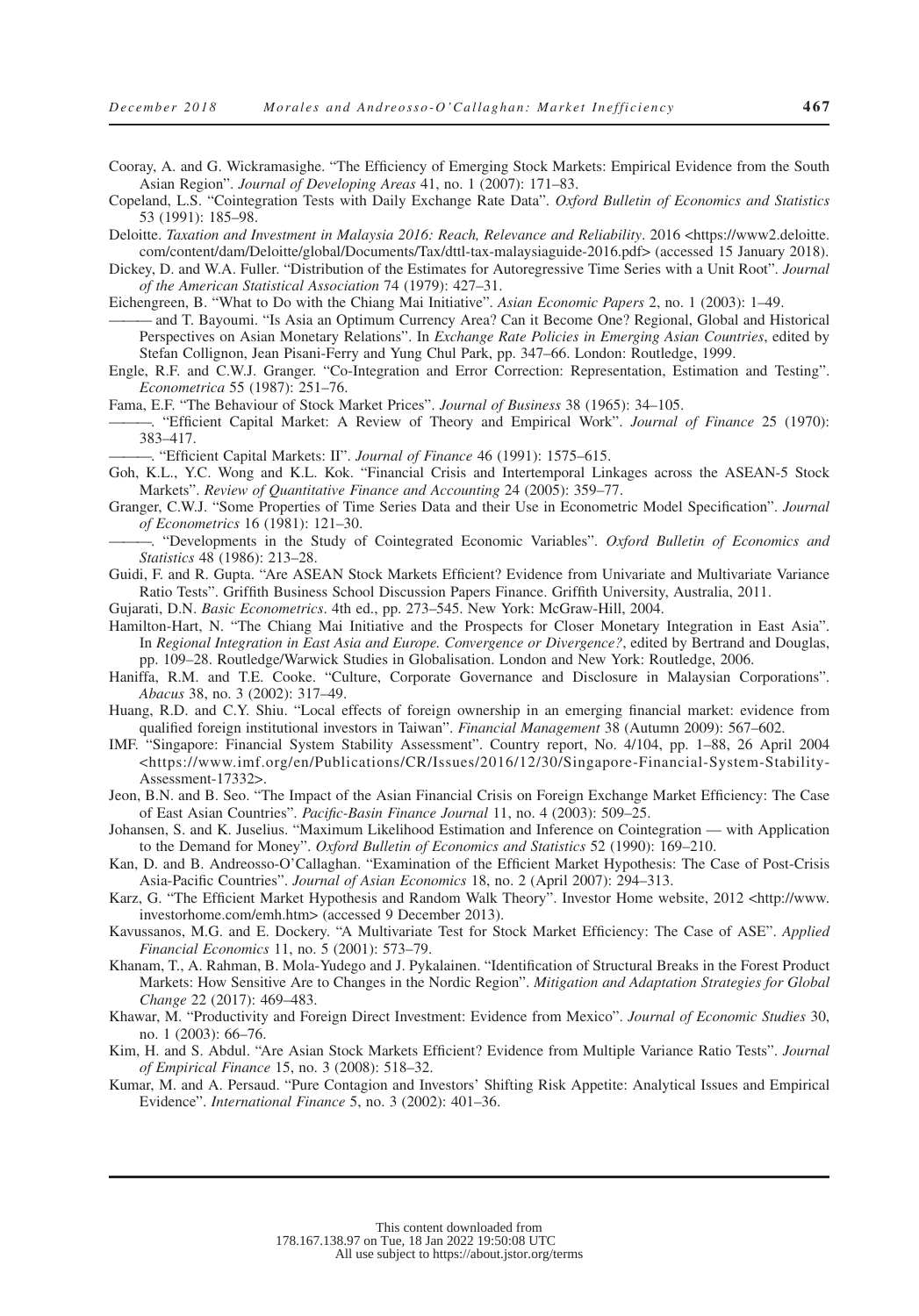Cooray, A. and G. Wickramasighe. "The Efficiency of Emerging Stock Markets: Empirical Evidence from the South Asian Region". *Journal of Developing Areas* 41, no. 1 (2007): 171–83.

Copeland, L.S. "Cointegration Tests with Daily Exchange Rate Data". *Oxford Bulletin of Economics and Statistics* 53 (1991): 185–98.

Deloitte. *Taxation and Investment in Malaysia 2016: Reach, Relevance and Reliability*. 2016 <https://www2.deloitte.com/content/dam/Deloitte/global/Documents/Tax/dttl-tax-malaysiaguide-2016.pdf> (accessed 15 January 2018).

Dickey, D. and W.A. Fuller. "Distribution of the Estimates for Autoregressive Time Series with a Unit Root". *Journal of the American Statistical Association* 74 (1979): 427–31.

Eichengreen, B. "What to Do with the Chiang Mai Initiative". *Asian Economic Papers* 2, no. 1 (2003): 1–49.

——— and T. Bayoumi. "Is Asia an Optimum Currency Area? Can it Become One? Regional, Global and Historical Perspectives on Asian Monetary Relations". In *Exchange Rate Policies in Emerging Asian Countries*, edited by Stefan Collignon, Jean Pisani-Ferry and Yung Chul Park, pp. 347–66. London: Routledge, 1999.

Engle, R.F. and C.W.J. Granger. "Co-Integration and Error Correction: Representation, Estimation and Testing". *Econometrica* 55 (1987): 251–76.

Fama, E.F. "The Behaviour of Stock Market Prices". *Journal of Business* 38 (1965): 34–105.

———. "Efficient Capital Market: A Review of Theory and Empirical Work". *Journal of Finance* 25 (1970): 383–417.

———. "Efficient Capital Markets: II". *Journal of Finance* 46 (1991): 1575–615.

Goh, K.L., Y.C. Wong and K.L. Kok. "Financial Crisis and Intertemporal Linkages across the ASEAN-5 Stock Markets". *Review of Quantitative Finance and Accounting* 24 (2005): 359–77.

Granger, C.W.J. "Some Properties of Time Series Data and their Use in Econometric Model Specification". *Journal of Econometrics* 16 (1981): 121–30.

———. "Developments in the Study of Cointegrated Economic Variables". *Oxford Bulletin of Economics and Statistics* 48 (1986): 213–28.

Guidi, F. and R. Gupta. "Are ASEAN Stock Markets Efficient? Evidence from Univariate and Multivariate Variance Ratio Tests". Griffith Business School Discussion Papers Finance. Griffith University, Australia, 2011.

Gujarati, D.N. *Basic Econometrics*. 4th ed., pp. 273–545. New York: McGraw-Hill, 2004.

Hamilton-Hart, N. "The Chiang Mai Initiative and the Prospects for Closer Monetary Integration in East Asia". In *Regional Integration in East Asia and Europe. Convergence or Divergence?*, edited by Bertrand and Douglas, pp. 109–28. Routledge/Warwick Studies in Globalisation. London and New York: Routledge, 2006.

Haniffa, R.M. and T.E. Cooke. "Culture, Corporate Governance and Disclosure in Malaysian Corporations". *Abacus* 38, no. 3 (2002): 317–49.

Huang, R.D. and C.Y. Shiu. "Local effects of foreign ownership in an emerging financial market: evidence from qualified foreign institutional investors in Taiwan". *Financial Management* 38 (Autumn 2009): 567–602.

IMF. "Singapore: Financial System Stability Assessment". Country report, No. 4/104, pp. 1–88, 26 April 2004 <https://www.imf.org/en/Publications/CR/Issues/2016/12/30/Singapore-Financial-System-Stability-Assessment-17332>.

Jeon, B.N. and B. Seo. "The Impact of the Asian Financial Crisis on Foreign Exchange Market Efficiency: The Case of East Asian Countries". *Pacific-Basin Finance Journal* 11, no. 4 (2003): 509–25.

Johansen, S. and K. Juselius. "Maximum Likelihood Estimation and Inference on Cointegration — with Application to the Demand for Money". *Oxford Bulletin of Economics and Statistics* 52 (1990): 169–210.

Kan, D. and B. Andreosso-O'Callaghan. "Examination of the Efficient Market Hypothesis: The Case of Post-Crisis Asia-Pacific Countries". *Journal of Asian Economics* 18, no. 2 (April 2007): 294–313.

Karz, G. "The Efficient Market Hypothesis and Random Walk Theory". Investor Home website, 2012 <http://www.investorhome.com/emh.htm> (accessed 9 December 2013).

Kavussanos, M.G. and E. Dockery. "A Multivariate Test for Stock Market Efficiency: The Case of ASE". *Applied Financial Economics* 11, no. 5 (2001): 573–79.

Khanam, T., A. Rahman, B. Mola-Yudego and J. Pykalainen. "Identification of Structural Breaks in the Forest Product Markets: How Sensitive Are to Changes in the Nordic Region". *Mitigation and Adaptation Strategies for Global Change* 22 (2017): 469–483.

Khawar, M. "Productivity and Foreign Direct Investment: Evidence from Mexico". *Journal of Economic Studies* 30, no. 1 (2003): 66–76.

Kim, H. and S. Abdul. "Are Asian Stock Markets Efficient? Evidence from Multiple Variance Ratio Tests". *Journal of Empirical Finance* 15, no. 3 (2008): 518–32.

Kumar, M. and A. Persaud. "Pure Contagion and Investors' Shifting Risk Appetite: Analytical Issues and Empirical Evidence". *International Finance* 5, no. 3 (2002): 401–36.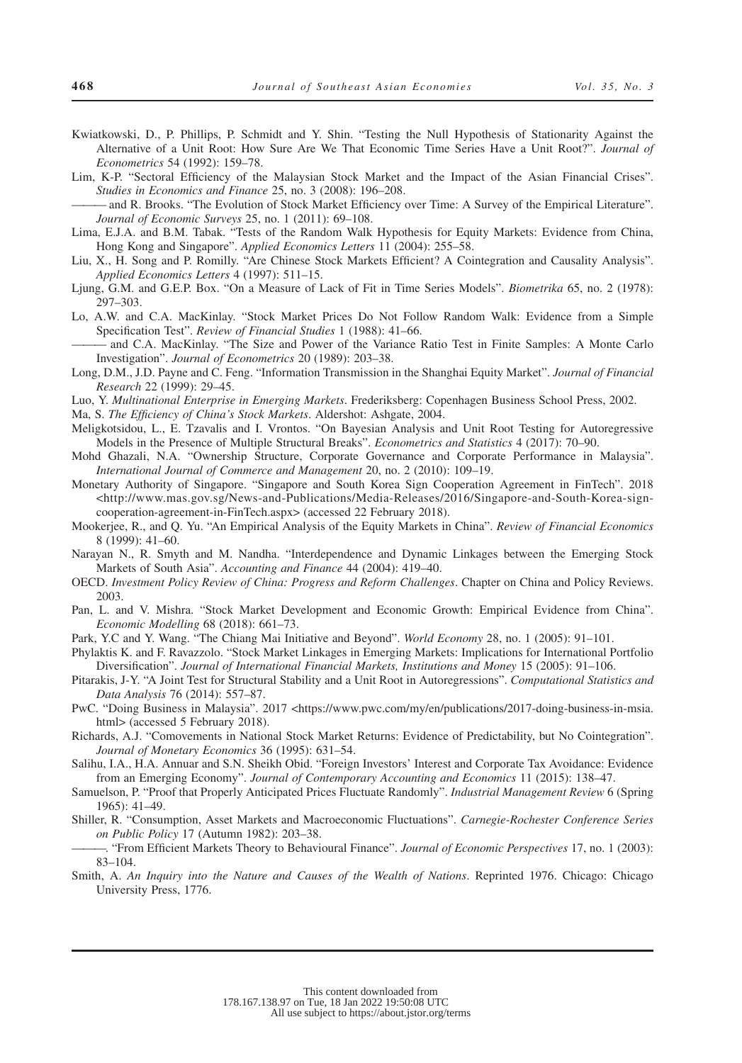Kwiatkowski, D., P. Phillips, P. Schmidt and Y. Shin. "Testing the Null Hypothesis of Stationarity Against the Alternative of a Unit Root: How Sure Are We That Economic Time Series Have a Unit Root?". *Journal of Econometrics* 54 (1992): 159–78.

Lim, K-P. "Sectoral Efficiency of the Malaysian Stock Market and the Impact of the Asian Financial Crises". *Studies in Economics and Finance* 25, no. 3 (2008): 196–208.

——— and R. Brooks. "The Evolution of Stock Market Efficiency over Time: A Survey of the Empirical Literature". *Journal of Economic Surveys* 25, no. 1 (2011): 69–108.

Lima, E.J.A. and B.M. Tabak. "Tests of the Random Walk Hypothesis for Equity Markets: Evidence from China, Hong Kong and Singapore". *Applied Economics Letters* 11 (2004): 255–58.

Liu, X., H. Song and P. Romilly. "Are Chinese Stock Markets Efficient? A Cointegration and Causality Analysis". *Applied Economics Letters* 4 (1997): 511–15.

Ljung, G.M. and G.E.P. Box. "On a Measure of Lack of Fit in Time Series Models". *Biometrika* 65, no. 2 (1978): 297–303.

Lo, A.W. and C.A. MacKinlay. "Stock Market Prices Do Not Follow Random Walk: Evidence from a Simple Specification Test". *Review of Financial Studies* 1 (1988): 41–66.

——— and C.A. MacKinlay. "The Size and Power of the Variance Ratio Test in Finite Samples: A Monte Carlo Investigation". *Journal of Econometrics* 20 (1989): 203–38.

Long, D.M., J.D. Payne and C. Feng. "Information Transmission in the Shanghai Equity Market". *Journal of Financial Research* 22 (1999): 29–45.

Luo, Y. *Multinational Enterprise in Emerging Markets*. Frederiksberg: Copenhagen Business School Press, 2002.

Ma, S. *The Efficiency of China's Stock Markets*. Aldershot: Ashgate, 2004.

Meligkotsidou, L., E. Tzavalis and I. Vrontos. "On Bayesian Analysis and Unit Root Testing for Autoregressive Models in the Presence of Multiple Structural Breaks". *Econometrics and Statistics* 4 (2017): 70–90.

Mohd Ghazali, N.A. "Ownership Structure, Corporate Governance and Corporate Performance in Malaysia". *International Journal of Commerce and Management* 20, no. 2 (2010): 109–19.

Monetary Authority of Singapore. "Singapore and South Korea Sign Cooperation Agreement in FinTech". 2018 <http://www.mas.gov.sg/News-and-Publications/Media-Releases/2016/Singapore-and-South-Korea-sign-cooperation-agreement-in-FinTech.aspx> (accessed 22 February 2018).

Mookerjee, R., and Q. Yu. "An Empirical Analysis of the Equity Markets in China". *Review of Financial Economics* 8 (1999): 41–60.

Narayan N., R. Smyth and M. Nandha. "Interdependence and Dynamic Linkages between the Emerging Stock Markets of South Asia". *Accounting and Finance* 44 (2004): 419–40.

OECD. *Investment Policy Review of China: Progress and Reform Challenges*. Chapter on China and Policy Reviews. 2003.

Pan, L. and V. Mishra. "Stock Market Development and Economic Growth: Empirical Evidence from China". *Economic Modelling* 68 (2018): 661–73.

Park, Y.C and Y. Wang. "The Chiang Mai Initiative and Beyond". *World Economy* 28, no. 1 (2005): 91–101.

Phylaktis K. and F. Ravazzolo. "Stock Market Linkages in Emerging Markets: Implications for International Portfolio Diversification". *Journal of International Financial Markets, Institutions and Money* 15 (2005): 91–106.

Pitarakis, J-Y. "A Joint Test for Structural Stability and a Unit Root in Autoregressions". *Computational Statistics and Data Analysis* 76 (2014): 557–87.

PwC. "Doing Business in Malaysia". 2017 <https://www.pwc.com/my/en/publications/2017-doing-business-in-msia.html> (accessed 5 February 2018).

Richards, A.J. "Comovements in National Stock Market Returns: Evidence of Predictability, but No Cointegration". *Journal of Monetary Economics* 36 (1995): 631–54.

Salihu, I.A., H.A. Annuar and S.N. Sheikh Obid. "Foreign Investors' Interest and Corporate Tax Avoidance: Evidence from an Emerging Economy". *Journal of Contemporary Accounting and Economics* 11 (2015): 138–47.

Samuelson, P. "Proof that Properly Anticipated Prices Fluctuate Randomly". *Industrial Management Review* 6 (Spring 1965): 41–49.

Shiller, R. "Consumption, Asset Markets and Macroeconomic Fluctuations". *Carnegie-Rochester Conference Series on Public Policy* 17 (Autumn 1982): 203–38.

———. "From Efficient Markets Theory to Behavioural Finance". *Journal of Economic Perspectives* 17, no. 1 (2003): 83–104.

Smith, A. *An Inquiry into the Nature and Causes of the Wealth of Nations*. Reprinted 1976. Chicago: Chicago University Press, 1776.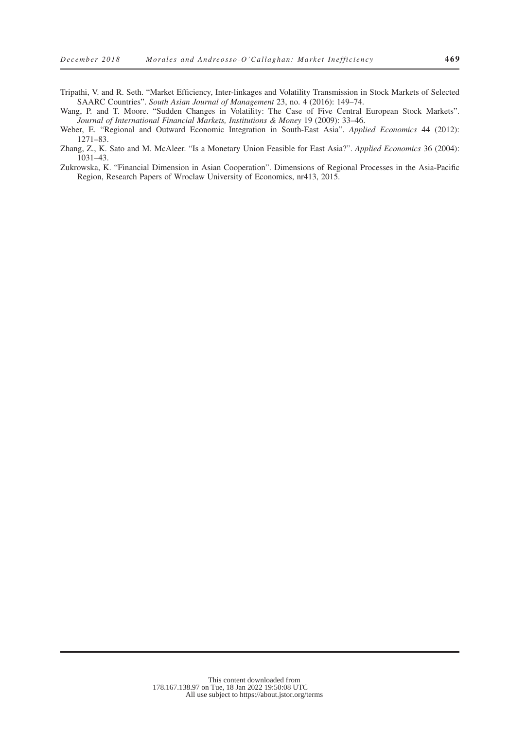Tripathi, V. and R. Seth. “Market Efficiency, Inter-linkages and Volatility Transmission in Stock Markets of Selected SAARC Countries”. *South Asian Journal of Management* 23, no. 4 (2016): 149–74.

Wang, P. and T. Moore. “Sudden Changes in Volatility: The Case of Five Central European Stock Markets”. *Journal of International Financial Markets, Institutions & Money* 19 (2009): 33–46.

Weber, E. “Regional and Outward Economic Integration in South-East Asia”. *Applied Economics* 44 (2012): 1271–83.

Zhang, Z., K. Sato and M. McAleer. “Is a Monetary Union Feasible for East Asia?”. *Applied Economics* 36 (2004): 1031–43.

Zukrowska, K. “Financial Dimension in Asian Cooperation”. Dimensions of Regional Processes in the Asia-Pacific Region, Research Papers of Wroclaw University of Economics, nr413, 2015.